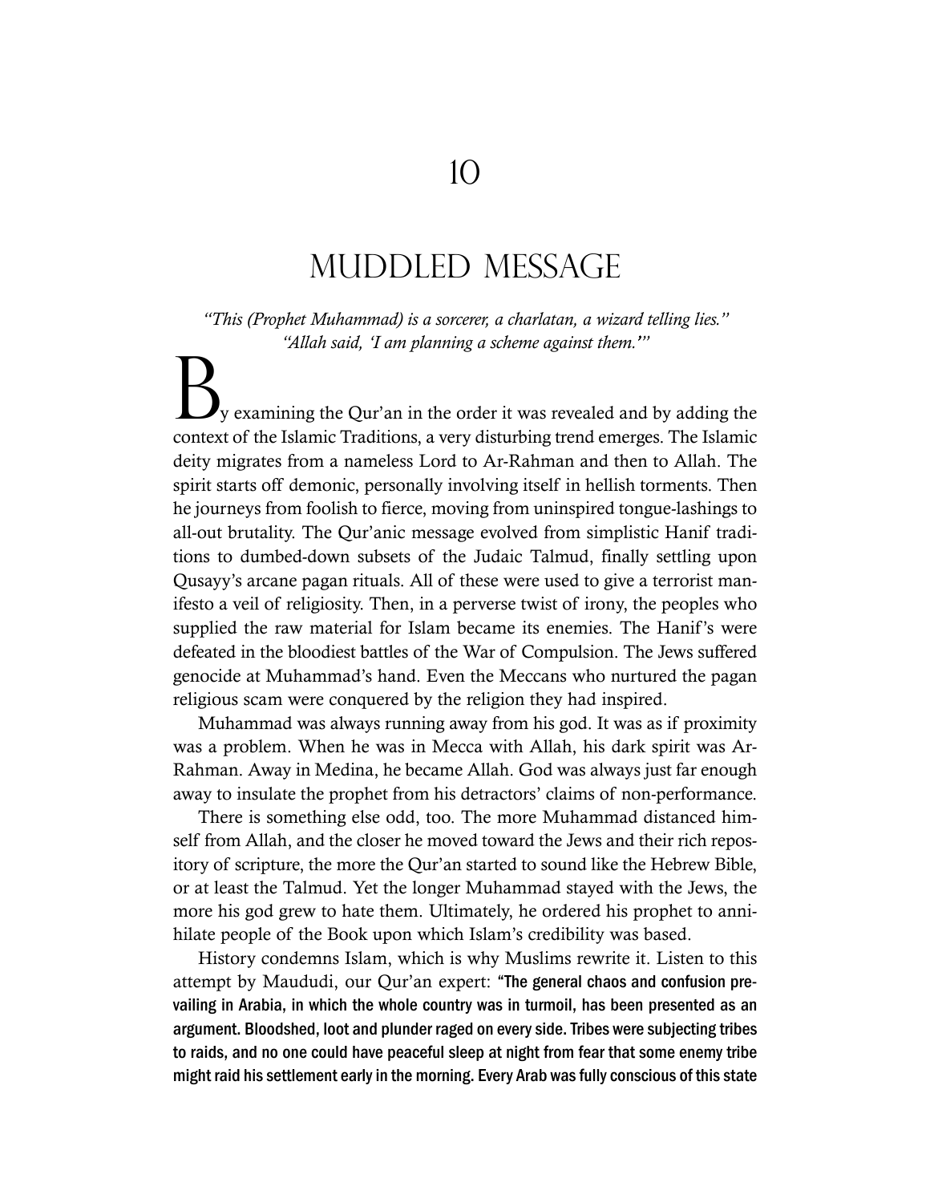# 10

# MUDDLED MESSAGE

*"This (Prophet Muhammad) is a sorcerer, a charlatan, a wizard telling lies."*
*"Allah said, 'I am planning a scheme against them.'"*

By examining the Qur'an in the order it was revealed and by adding the context of the Islamic Traditions, a very disturbing trend emerges. The Islamic deity migrates from a nameless Lord to Ar-Rahman and then to Allah. The spirit starts off demonic, personally involving itself in hellish torments. Then he journeys from foolish to fierce, moving from uninspired tongue-lashings to all-out brutality. The Qur'anic message evolved from simplistic Hanif traditions to dumbed-down subsets of the Judaic Talmud, finally settling upon Qusayy's arcane pagan rituals. All of these were used to give a terrorist manifesto a veil of religiosity. Then, in a perverse twist of irony, the peoples who supplied the raw material for Islam became its enemies. The Hanif's were defeated in the bloodiest battles of the War of Compulsion. The Jews suffered genocide at Muhammad's hand. Even the Meccans who nurtured the pagan religious scam were conquered by the religion they had inspired.

Muhammad was always running away from his god. It was as if proximity was a problem. When he was in Mecca with Allah, his dark spirit was Ar-Rahman. Away in Medina, he became Allah. God was always just far enough away to insulate the prophet from his detractors' claims of non-performance.

There is something else odd, too. The more Muhammad distanced himself from Allah, and the closer he moved toward the Jews and their rich repository of scripture, the more the Qur'an started to sound like the Hebrew Bible, or at least the Talmud. Yet the longer Muhammad stayed with the Jews, the more his god grew to hate them. Ultimately, he ordered his prophet to annihilate people of the Book upon which Islam's credibility was based.

History condemns Islam, which is why Muslims rewrite it. Listen to this attempt by Maududi, our Qur'an expert: **"The general chaos and confusion prevailing in Arabia, in which the whole country was in turmoil, has been presented as an argument. Bloodshed, loot and plunder raged on every side. Tribes were subjecting tribes to raids, and no one could have peaceful sleep at night from fear that some enemy tribe might raid his settlement early in the morning. Every Arab was fully conscious of this state**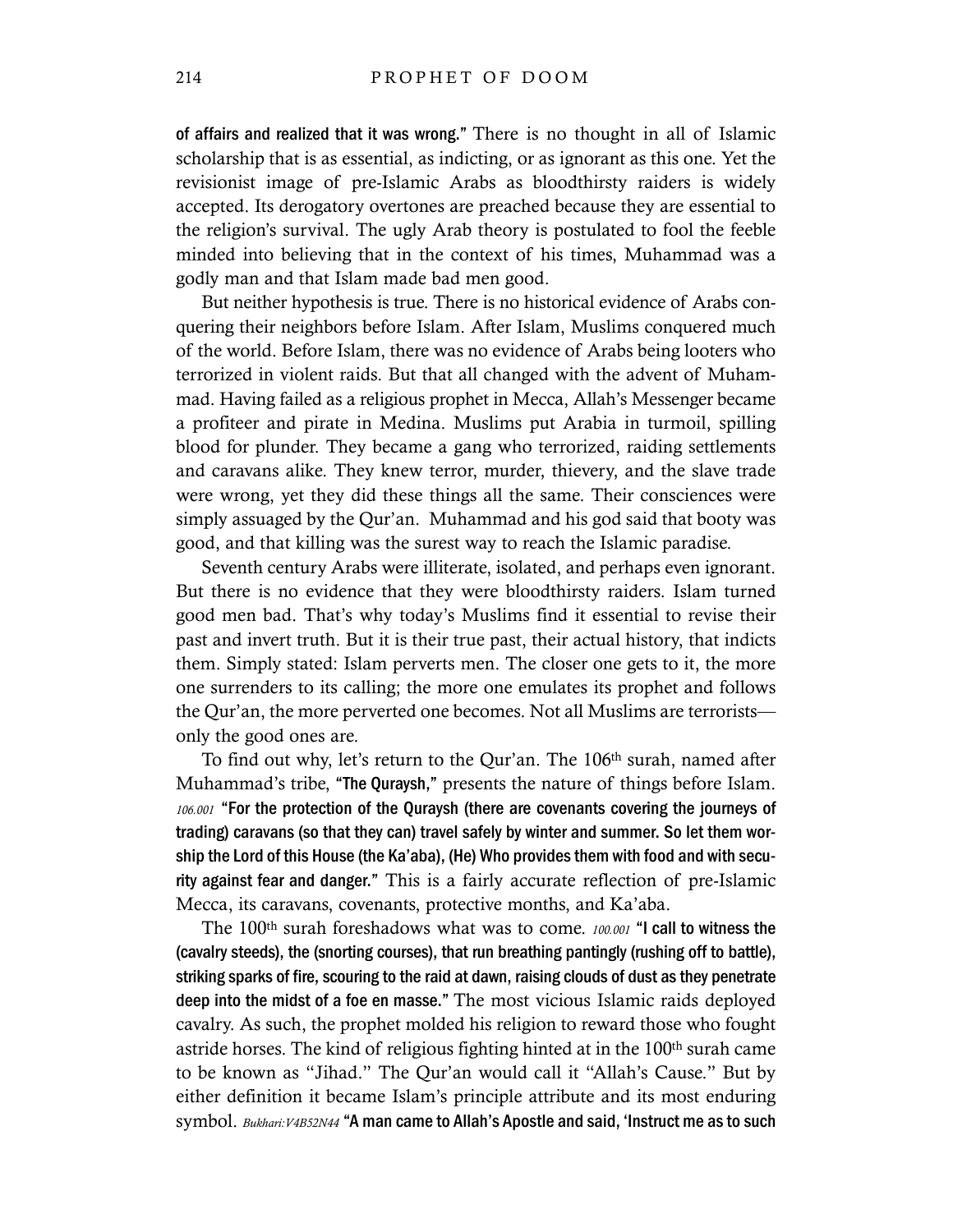**of affairs and realized that it was wrong."** There is no thought in all of Islamic scholarship that is as essential, as indicting, or as ignorant as this one. Yet the revisionist image of pre-Islamic Arabs as bloodthirsty raiders is widely accepted. Its derogatory overtones are preached because they are essential to the religion's survival. The ugly Arab theory is postulated to fool the feeble minded into believing that in the context of his times, Muhammad was a godly man and that Islam made bad men good.

But neither hypothesis is true. There is no historical evidence of Arabs conquering their neighbors before Islam. After Islam, Muslims conquered much of the world. Before Islam, there was no evidence of Arabs being looters who terrorized in violent raids. But that all changed with the advent of Muhammad. Having failed as a religious prophet in Mecca, Allah's Messenger became a profiteer and pirate in Medina. Muslims put Arabia in turmoil, spilling blood for plunder. They became a gang who terrorized, raiding settlements and caravans alike. They knew terror, murder, thievery, and the slave trade were wrong, yet they did these things all the same. Their consciences were simply assuaged by the Qur'an. Muhammad and his god said that booty was good, and that killing was the surest way to reach the Islamic paradise.

Seventh century Arabs were illiterate, isolated, and perhaps even ignorant. But there is no evidence that they were bloodthirsty raiders. Islam turned good men bad. That's why today's Muslims find it essential to revise their past and invert truth. But it is their true past, their actual history, that indicts them. Simply stated: Islam perverts men. The closer one gets to it, the more one surrenders to its calling; the more one emulates its prophet and follows the Qur'an, the more perverted one becomes. Not all Muslims are terrorists—only the good ones are.

To find out why, let's return to the Qur'an. The 106th surah, named after Muhammad's tribe, **"The Quraysh,"** presents the nature of things before Islam. *106.001* **"For the protection of the Quraysh (there are covenants covering the journeys of trading) caravans (so that they can) travel safely by winter and summer. So let them worship the Lord of this House (the Ka'aba), (He) Who provides them with food and with security against fear and danger."** This is a fairly accurate reflection of pre-Islamic Mecca, its caravans, covenants, protective months, and Ka'aba.

The 100th surah foreshadows what was to come. *100.001* **"I call to witness the (cavalry steeds), the (snorting courses), that run breathing pantingly (rushing off to battle), striking sparks of fire, scouring to the raid at dawn, raising clouds of dust as they penetrate deep into the midst of a foe en masse."** The most vicious Islamic raids deployed cavalry. As such, the prophet molded his religion to reward those who fought astride horses. The kind of religious fighting hinted at in the 100th surah came to be known as "Jihad." The Qur'an would call it "Allah's Cause." But by either definition it became Islam's principle attribute and its most enduring symbol. *Bukhari:V4B52N44* **"A man came to Allah's Apostle and said, 'Instruct me as to such**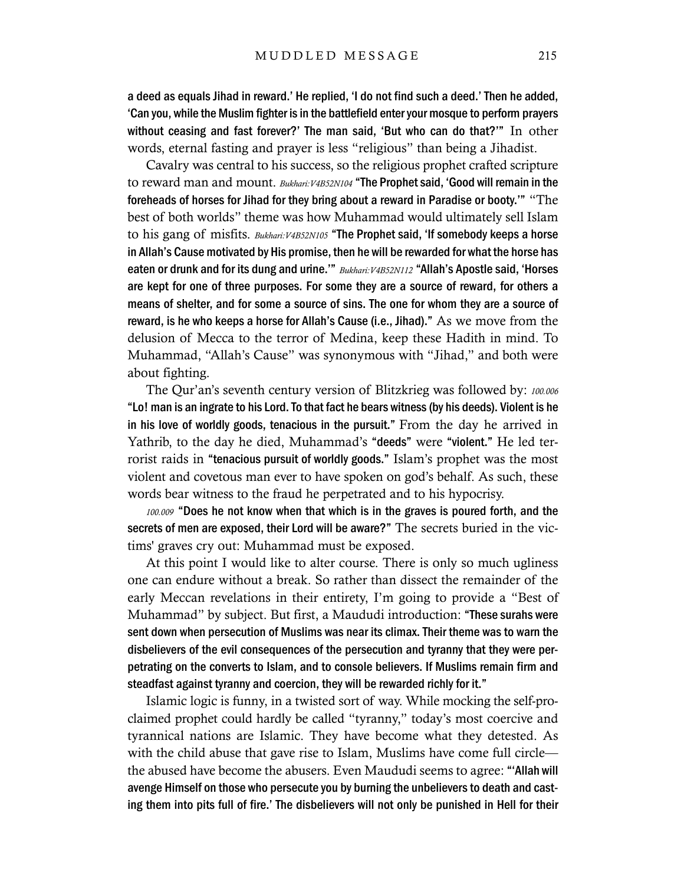a deed as equals Jihad in reward.' He replied, 'I do not find such a deed.' Then he added, 'Can you, while the Muslim fighter is in the battlefield enter your mosque to perform prayers without ceasing and fast forever?' The man said, 'But who can do that?'" In other words, eternal fasting and prayer is less "religious" than being a Jihadist.

Cavalry was central to his success, so the religious prophet crafted scripture to reward man and mount. *Bukhari:V4B52N104* "The Prophet said, 'Good will remain in the foreheads of horses for Jihad for they bring about a reward in Paradise or booty.'" "The best of both worlds" theme was how Muhammad would ultimately sell Islam to his gang of misfits. *Bukhari:V4B52N105* "The Prophet said, 'If somebody keeps a horse in Allah's Cause motivated by His promise, then he will be rewarded for what the horse has eaten or drunk and for its dung and urine.'" *Bukhari:V4B52N112* "Allah's Apostle said, 'Horses are kept for one of three purposes. For some they are a source of reward, for others a means of shelter, and for some a source of sins. The one for whom they are a source of reward, is he who keeps a horse for Allah's Cause (i.e., Jihad)." As we move from the delusion of Mecca to the terror of Medina, keep these Hadith in mind. To Muhammad, "Allah's Cause" was synonymous with "Jihad," and both were about fighting.

The Qur'an's seventh century version of Blitzkrieg was followed by: *100.006* "Lo! man is an ingrate to his Lord. To that fact he bears witness (by his deeds). Violent is he in his love of worldly goods, tenacious in the pursuit." From the day he arrived in Yathrib, to the day he died, Muhammad's "deeds" were "violent." He led terrorist raids in "tenacious pursuit of worldly goods." Islam's prophet was the most violent and covetous man ever to have spoken on god's behalf. As such, these words bear witness to the fraud he perpetrated and to his hypocrisy.

*100.009* "Does he not know when that which is in the graves is poured forth, and the secrets of men are exposed, their Lord will be aware?" The secrets buried in the victims' graves cry out: Muhammad must be exposed.

At this point I would like to alter course. There is only so much ugliness one can endure without a break. So rather than dissect the remainder of the early Meccan revelations in their entirety, I'm going to provide a "Best of Muhammad" by subject. But first, a Maududi introduction: "These surahs were sent down when persecution of Muslims was near its climax. Their theme was to warn the disbelievers of the evil consequences of the persecution and tyranny that they were perpetrating on the converts to Islam, and to console believers. If Muslims remain firm and steadfast against tyranny and coercion, they will be rewarded richly for it."

Islamic logic is funny, in a twisted sort of way. While mocking the self-proclaimed prophet could hardly be called "tyranny," today's most coercive and tyrannical nations are Islamic. They have become what they detested. As with the child abuse that gave rise to Islam, Muslims have come full circle—the abused have become the abusers. Even Maududi seems to agree: "'Allah will avenge Himself on those who persecute you by burning the unbelievers to death and casting them into pits full of fire.' The disbelievers will not only be punished in Hell for their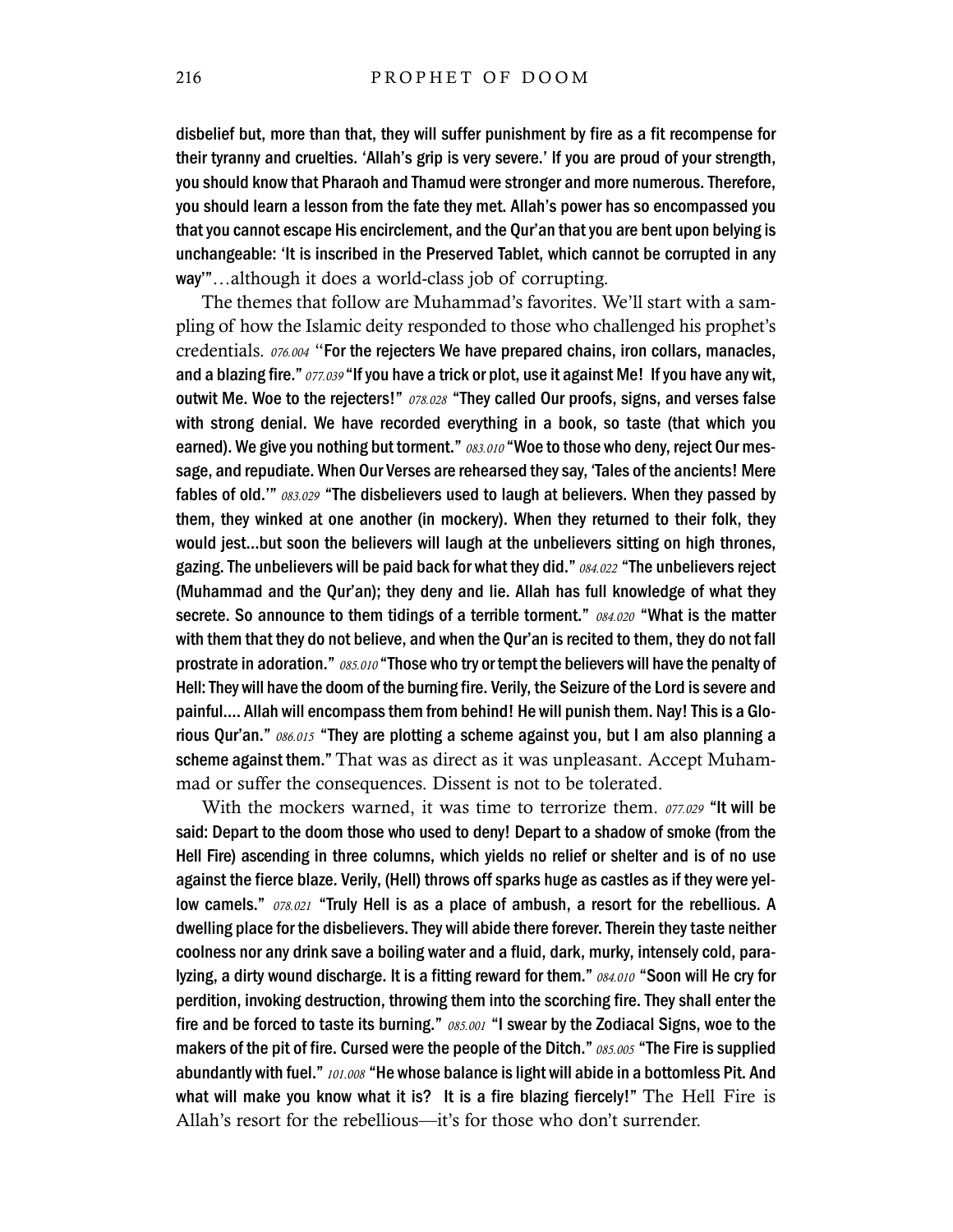disbelief but, more than that, they will suffer punishment by fire as a fit recompense for their tyranny and cruelties. 'Allah's grip is very severe.' If you are proud of your strength, you should know that Pharaoh and Thamud were stronger and more numerous. Therefore, you should learn a lesson from the fate they met. Allah's power has so encompassed you that you cannot escape His encirclement, and the Qur'an that you are bent upon belying is unchangeable: 'It is inscribed in the Preserved Tablet, which cannot be corrupted in any way'"…although it does a world-class job of corrupting.

The themes that follow are Muhammad's favorites. We'll start with a sampling of how the Islamic deity responded to those who challenged his prophet's credentials. *076.004* "For the rejecters We have prepared chains, iron collars, manacles, and a blazing fire." *077.039* "If you have a trick or plot, use it against Me! If you have any wit, outwit Me. Woe to the rejecters!" *078.028* "They called Our proofs, signs, and verses false with strong denial. We have recorded everything in a book, so taste (that which you earned). We give you nothing but torment." *083.010* "Woe to those who deny, reject Our message, and repudiate. When Our Verses are rehearsed they say, 'Tales of the ancients! Mere fables of old.'" *083.029* "The disbelievers used to laugh at believers. When they passed by them, they winked at one another (in mockery). When they returned to their folk, they would jest…but soon the believers will laugh at the unbelievers sitting on high thrones, gazing. The unbelievers will be paid back for what they did." *084.022* "The unbelievers reject (Muhammad and the Qur'an); they deny and lie. Allah has full knowledge of what they secrete. So announce to them tidings of a terrible torment." *084.020* "What is the matter with them that they do not believe, and when the Qur'an is recited to them, they do not fall prostrate in adoration." *085.010* "Those who try or tempt the believers will have the penalty of Hell: They will have the doom of the burning fire. Verily, the Seizure of the Lord is severe and painful…. Allah will encompass them from behind! He will punish them. Nay! This is a Glorious Qur'an." *086.015* "They are plotting a scheme against you, but I am also planning a scheme against them." That was as direct as it was unpleasant. Accept Muhammad or suffer the consequences. Dissent is not to be tolerated.

With the mockers warned, it was time to terrorize them. *077.029* "It will be said: Depart to the doom those who used to deny! Depart to a shadow of smoke (from the Hell Fire) ascending in three columns, which yields no relief or shelter and is of no use against the fierce blaze. Verily, (Hell) throws off sparks huge as castles as if they were yellow camels." *078.021* "Truly Hell is as a place of ambush, a resort for the rebellious. A dwelling place for the disbelievers. They will abide there forever. Therein they taste neither coolness nor any drink save a boiling water and a fluid, dark, murky, intensely cold, paralyzing, a dirty wound discharge. It is a fitting reward for them." *084.010* "Soon will He cry for perdition, invoking destruction, throwing them into the scorching fire. They shall enter the fire and be forced to taste its burning." *085.001* "I swear by the Zodiacal Signs, woe to the makers of the pit of fire. Cursed were the people of the Ditch." *085.005* "The Fire is supplied abundantly with fuel." *101.008* "He whose balance is light will abide in a bottomless Pit. And what will make you know what it is? It is a fire blazing fiercely!" The Hell Fire is Allah's resort for the rebellious—it's for those who don't surrender.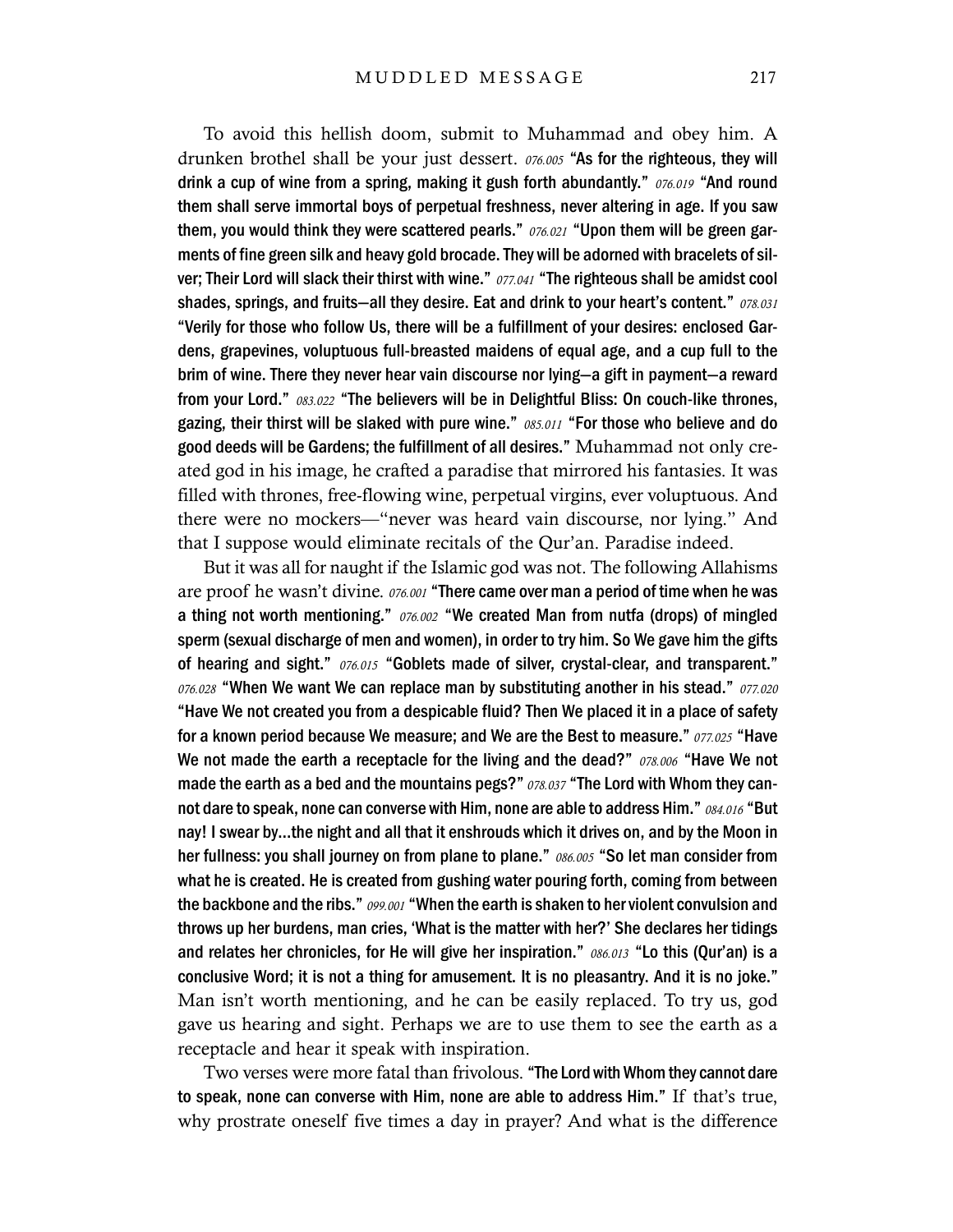To avoid this hellish doom, submit to Muhammad and obey him. A drunken brothel shall be your just dessert. *076.005* **"As for the righteous, they will drink a cup of wine from a spring, making it gush forth abundantly."** *076.019* **"And round them shall serve immortal boys of perpetual freshness, never altering in age. If you saw them, you would think they were scattered pearls."** *076.021* **"Upon them will be green garments of fine green silk and heavy gold brocade. They will be adorned with bracelets of silver; Their Lord will slack their thirst with wine."** *077.041* **"The righteous shall be amidst cool shades, springs, and fruits—all they desire. Eat and drink to your heart's content."** *078.031* **"Verily for those who follow Us, there will be a fulfillment of your desires: enclosed Gardens, grapevines, voluptuous full-breasted maidens of equal age, and a cup full to the brim of wine. There they never hear vain discourse nor lying—a gift in payment—a reward from your Lord."** *083.022* **"The believers will be in Delightful Bliss: On couch-like thrones, gazing, their thirst will be slaked with pure wine."** *085.011* **"For those who believe and do good deeds will be Gardens; the fulfillment of all desires."** Muhammad not only created god in his image, he crafted a paradise that mirrored his fantasies. It was filled with thrones, free-flowing wine, perpetual virgins, ever voluptuous. And there were no mockers—"never was heard vain discourse, nor lying." And that I suppose would eliminate recitals of the Qur'an. Paradise indeed.

But it was all for naught if the Islamic god was not. The following Allahisms are proof he wasn't divine. *076.001* **"There came over man a period of time when he was a thing not worth mentioning."** *076.002* **"We created Man from nutfa (drops) of mingled sperm (sexual discharge of men and women), in order to try him. So We gave him the gifts of hearing and sight."** *076.015* **"Goblets made of silver, crystal-clear, and transparent."** *076.028* **"When We want We can replace man by substituting another in his stead."** *077.020* **"Have We not created you from a despicable fluid? Then We placed it in a place of safety for a known period because We measure; and We are the Best to measure."** *077.025* **"Have We not made the earth a receptacle for the living and the dead?"** *078.006* **"Have We not made the earth as a bed and the mountains pegs?"** *078.037* **"The Lord with Whom they cannot dare to speak, none can converse with Him, none are able to address Him."** *084.016* **"But nay! I swear by…the night and all that it enshrouds which it drives on, and by the Moon in her fullness: you shall journey on from plane to plane."** *086.005* **"So let man consider from what he is created. He is created from gushing water pouring forth, coming from between the backbone and the ribs."** *099.001* **"When the earth is shaken to her violent convulsion and throws up her burdens, man cries, 'What is the matter with her?' She declares her tidings and relates her chronicles, for He will give her inspiration."** *086.013* **"Lo this (Qur'an) is a conclusive Word; it is not a thing for amusement. It is no pleasantry. And it is no joke."** Man isn't worth mentioning, and he can be easily replaced. To try us, god gave us hearing and sight. Perhaps we are to use them to see the earth as a receptacle and hear it speak with inspiration.

Two verses were more fatal than frivolous. **"The Lord with Whom they cannot dare to speak, none can converse with Him, none are able to address Him."** If that's true, why prostrate oneself five times a day in prayer? And what is the difference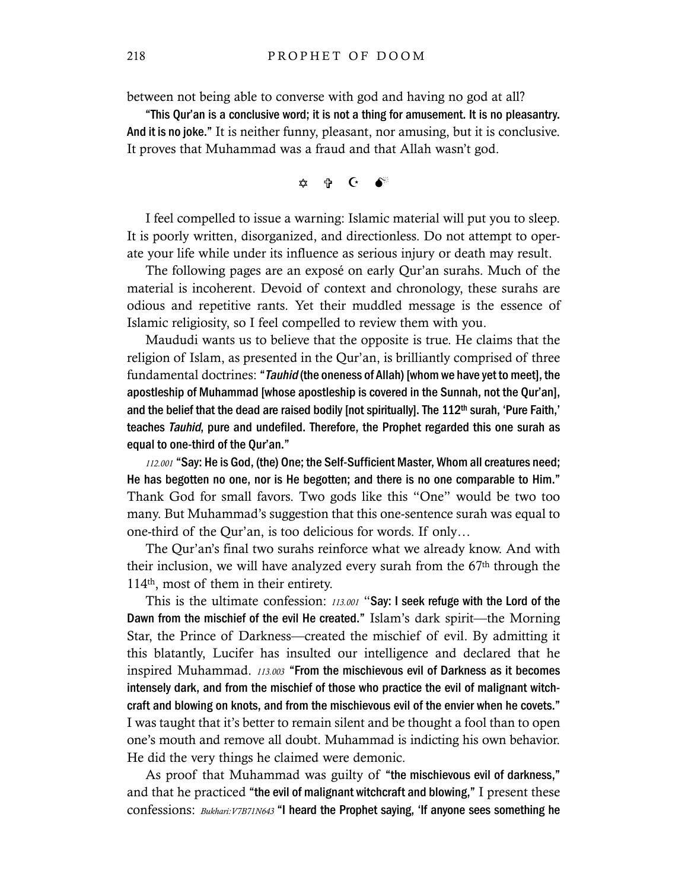between not being able to converse with god and having no god at all?

**"This Qur'an is a conclusive word; it is not a thing for amusement. It is no pleasantry. And it is no joke."** It is neither funny, pleasant, nor amusing, but it is conclusive. It proves that Muhammad was a fraud and that Allah wasn't god.

✡ ✞ ☪ 💣

I feel compelled to issue a warning: Islamic material will put you to sleep. It is poorly written, disorganized, and directionless. Do not attempt to operate your life while under its influence as serious injury or death may result.

The following pages are an exposé on early Qur'an surahs. Much of the material is incoherent. Devoid of context and chronology, these surahs are odious and repetitive rants. Yet their muddled message is the essence of Islamic religiosity, so I feel compelled to review them with you.

Maududi wants us to believe that the opposite is true. He claims that the religion of Islam, as presented in the Qur'an, is brilliantly comprised of three fundamental doctrines: **"*Tauhid* (the oneness of Allah) [whom we have yet to meet], the apostleship of Muhammad [whose apostleship is covered in the Sunnah, not the Qur'an], and the belief that the dead are raised bodily [not spiritually]. The 112th surah, 'Pure Faith,' teaches *Tauhid*, pure and undefiled. Therefore, the Prophet regarded this one surah as equal to one-third of the Qur'an."**

*112.001* **"Say: He is God, (the) One; the Self-Sufficient Master, Whom all creatures need; He has begotten no one, nor is He begotten; and there is no one comparable to Him."** Thank God for small favors. Two gods like this "One" would be two too many. But Muhammad's suggestion that this one-sentence surah was equal to one-third of the Qur'an, is too delicious for words. If only…

The Qur'an's final two surahs reinforce what we already know. And with their inclusion, we will have analyzed every surah from the 67th through the 114th, most of them in their entirety.

This is the ultimate confession: *113.001* "**Say: I seek refuge with the Lord of the Dawn from the mischief of the evil He created."** Islam's dark spirit—the Morning Star, the Prince of Darkness—created the mischief of evil. By admitting it this blatantly, Lucifer has insulted our intelligence and declared that he inspired Muhammad. *113.003* **"From the mischievous evil of Darkness as it becomes intensely dark, and from the mischief of those who practice the evil of malignant witchcraft and blowing on knots, and from the mischievous evil of the envier when he covets."** I was taught that it's better to remain silent and be thought a fool than to open one's mouth and remove all doubt. Muhammad is indicting his own behavior. He did the very things he claimed were demonic.

As proof that Muhammad was guilty of **"the mischievous evil of darkness,"** and that he practiced **"the evil of malignant witchcraft and blowing,"** I present these confessions: *Bukhari:V7B71N643* **"I heard the Prophet saying, 'If anyone sees something he**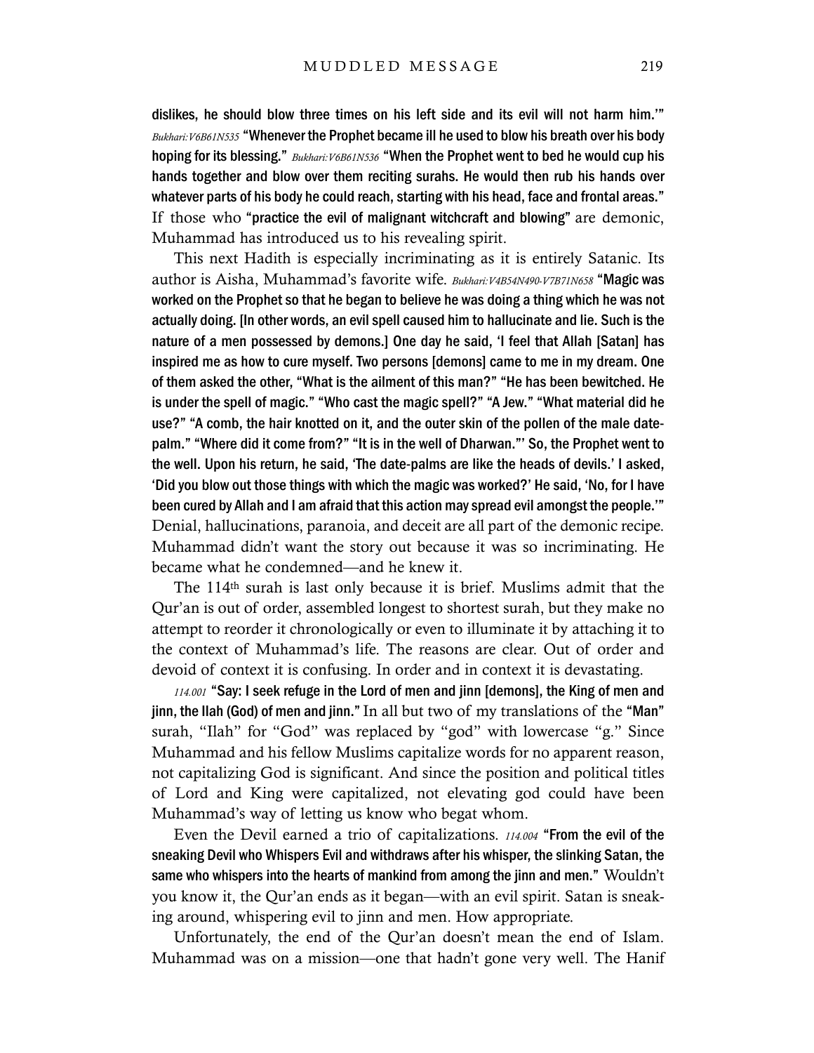dislikes, he should blow three times on his left side and its evil will not harm him.'" *Bukhari:V6B61N535* "Whenever the Prophet became ill he used to blow his breath over his body hoping for its blessing." *Bukhari:V6B61N536* "When the Prophet went to bed he would cup his hands together and blow over them reciting surahs. He would then rub his hands over whatever parts of his body he could reach, starting with his head, face and frontal areas." If those who "practice the evil of malignant witchcraft and blowing" are demonic, Muhammad has introduced us to his revealing spirit.

This next Hadith is especially incriminating as it is entirely Satanic. Its author is Aisha, Muhammad's favorite wife. *Bukhari:V4B54N490-V7B71N658* "Magic was worked on the Prophet so that he began to believe he was doing a thing which he was not actually doing. [In other words, an evil spell caused him to hallucinate and lie. Such is the nature of a men possessed by demons.] One day he said, 'I feel that Allah [Satan] has inspired me as how to cure myself. Two persons [demons] came to me in my dream. One of them asked the other, "What is the ailment of this man?" "He has been bewitched. He is under the spell of magic." "Who cast the magic spell?" "A Jew." "What material did he use?" "A comb, the hair knotted on it, and the outer skin of the pollen of the male date-palm." "Where did it come from?" "It is in the well of Dharwan."' So, the Prophet went to the well. Upon his return, he said, 'The date-palms are like the heads of devils.' I asked, 'Did you blow out those things with which the magic was worked?' He said, 'No, for I have been cured by Allah and I am afraid that this action may spread evil amongst the people.'" Denial, hallucinations, paranoia, and deceit are all part of the demonic recipe. Muhammad didn't want the story out because it was so incriminating. He became what he condemned—and he knew it.

The 114th surah is last only because it is brief. Muslims admit that the Qur'an is out of order, assembled longest to shortest surah, but they make no attempt to reorder it chronologically or even to illuminate it by attaching it to the context of Muhammad's life. The reasons are clear. Out of order and devoid of context it is confusing. In order and in context it is devastating.

*114.001* "Say: I seek refuge in the Lord of men and jinn [demons], the King of men and jinn, the Ilah (God) of men and jinn." In all but two of my translations of the "Man" surah, "Ilah" for "God" was replaced by "god" with lowercase "g." Since Muhammad and his fellow Muslims capitalize words for no apparent reason, not capitalizing God is significant. And since the position and political titles of Lord and King were capitalized, not elevating god could have been Muhammad's way of letting us know who begat whom.

Even the Devil earned a trio of capitalizations. *114.004* "From the evil of the sneaking Devil who Whispers Evil and withdraws after his whisper, the slinking Satan, the same who whispers into the hearts of mankind from among the jinn and men." Wouldn't you know it, the Qur'an ends as it began—with an evil spirit. Satan is sneaking around, whispering evil to jinn and men. How appropriate.

Unfortunately, the end of the Qur'an doesn't mean the end of Islam. Muhammad was on a mission—one that hadn't gone very well. The Hanif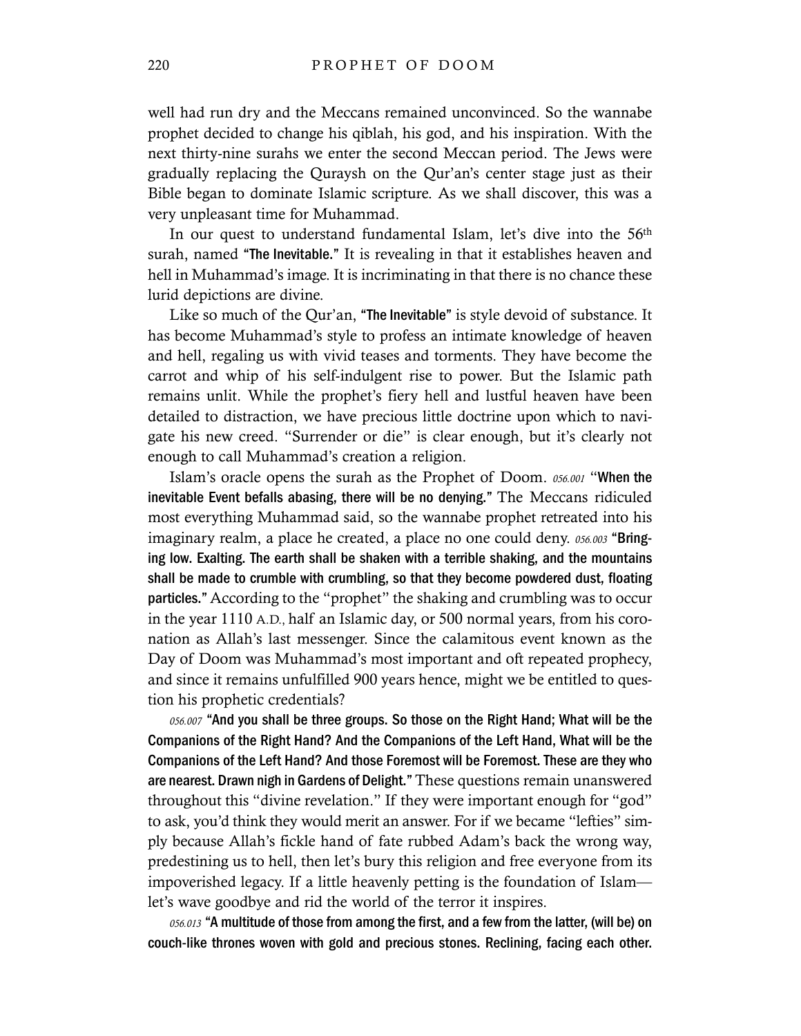well had run dry and the Meccans remained unconvinced. So the wannabe prophet decided to change his qiblah, his god, and his inspiration. With the next thirty-nine surahs we enter the second Meccan period. The Jews were gradually replacing the Quraysh on the Qur'an's center stage just as their Bible began to dominate Islamic scripture. As we shall discover, this was a very unpleasant time for Muhammad.

In our quest to understand fundamental Islam, let's dive into the 56th surah, named **"The Inevitable."** It is revealing in that it establishes heaven and hell in Muhammad's image. It is incriminating in that there is no chance these lurid depictions are divine.

Like so much of the Qur'an, **"The Inevitable"** is style devoid of substance. It has become Muhammad's style to profess an intimate knowledge of heaven and hell, regaling us with vivid teases and torments. They have become the carrot and whip of his self-indulgent rise to power. But the Islamic path remains unlit. While the prophet's fiery hell and lustful heaven have been detailed to distraction, we have precious little doctrine upon which to navigate his new creed. "Surrender or die" is clear enough, but it's clearly not enough to call Muhammad's creation a religion.

Islam's oracle opens the surah as the Prophet of Doom. *056.001* **"When the inevitable Event befalls abasing, there will be no denying."** The Meccans ridiculed most everything Muhammad said, so the wannabe prophet retreated into his imaginary realm, a place he created, a place no one could deny. *056.003* **"Bringing low. Exalting. The earth shall be shaken with a terrible shaking, and the mountains shall be made to crumble with crumbling, so that they become powdered dust, floating particles."** According to the "prophet" the shaking and crumbling was to occur in the year 1110 A.D., half an Islamic day, or 500 normal years, from his coronation as Allah's last messenger. Since the calamitous event known as the Day of Doom was Muhammad's most important and oft repeated prophecy, and since it remains unfulfilled 900 years hence, might we be entitled to question his prophetic credentials?

*056.007* **"And you shall be three groups. So those on the Right Hand; What will be the Companions of the Right Hand? And the Companions of the Left Hand, What will be the Companions of the Left Hand? And those Foremost will be Foremost. These are they who are nearest. Drawn nigh in Gardens of Delight."** These questions remain unanswered throughout this "divine revelation." If they were important enough for "god" to ask, you'd think they would merit an answer. For if we became "lefties" simply because Allah's fickle hand of fate rubbed Adam's back the wrong way, predestining us to hell, then let's bury this religion and free everyone from its impoverished legacy. If a little heavenly petting is the foundation of Islam—let's wave goodbye and rid the world of the terror it inspires.

*056.013* **"A multitude of those from among the first, and a few from the latter, (will be) on couch-like thrones woven with gold and precious stones. Reclining, facing each other.**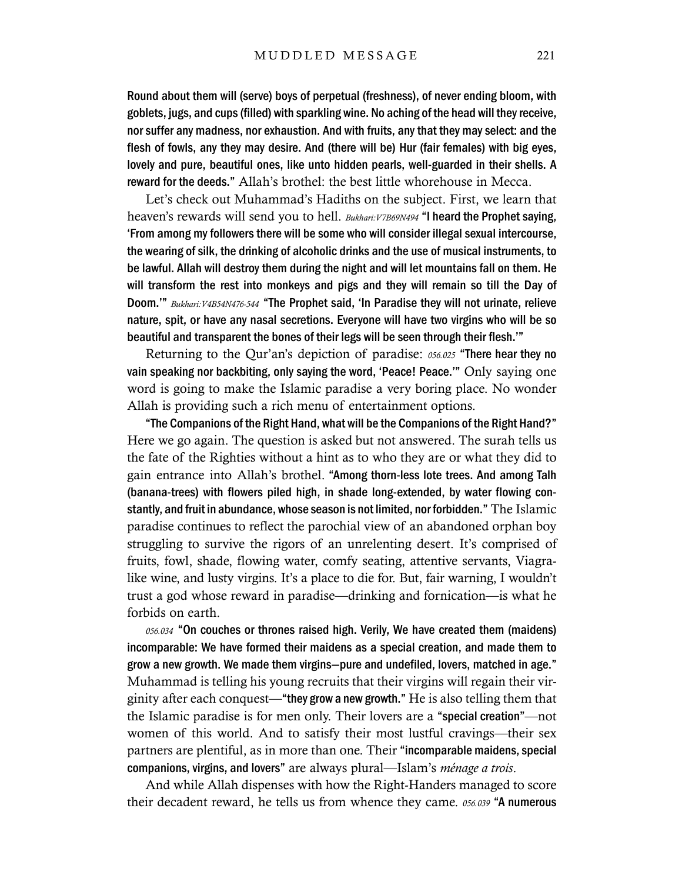Round about them will (serve) boys of perpetual (freshness), of never ending bloom, with goblets, jugs, and cups (filled) with sparkling wine. No aching of the head will they receive, nor suffer any madness, nor exhaustion. And with fruits, any that they may select: and the flesh of fowls, any they may desire. And (there will be) Hur (fair females) with big eyes, lovely and pure, beautiful ones, like unto hidden pearls, well-guarded in their shells. A reward for the deeds." Allah's brothel: the best little whorehouse in Mecca.

Let's check out Muhammad's Hadiths on the subject. First, we learn that heaven's rewards will send you to hell. *Bukhari:V7B69N494* "I heard the Prophet saying, 'From among my followers there will be some who will consider illegal sexual intercourse, the wearing of silk, the drinking of alcoholic drinks and the use of musical instruments, to be lawful. Allah will destroy them during the night and will let mountains fall on them. He will transform the rest into monkeys and pigs and they will remain so till the Day of Doom.'" *Bukhari:V4B54N476-544* "The Prophet said, 'In Paradise they will not urinate, relieve nature, spit, or have any nasal secretions. Everyone will have two virgins who will be so beautiful and transparent the bones of their legs will be seen through their flesh.'"

Returning to the Qur'an's depiction of paradise: *056.025* "There hear they no vain speaking nor backbiting, only saying the word, 'Peace! Peace.'" Only saying one word is going to make the Islamic paradise a very boring place. No wonder Allah is providing such a rich menu of entertainment options.

"The Companions of the Right Hand, what will be the Companions of the Right Hand?" Here we go again. The question is asked but not answered. The surah tells us the fate of the Righties without a hint as to who they are or what they did to gain entrance into Allah's brothel. "Among thorn-less lote trees. And among Talh (banana-trees) with flowers piled high, in shade long-extended, by water flowing constantly, and fruit in abundance, whose season is not limited, nor forbidden." The Islamic paradise continues to reflect the parochial view of an abandoned orphan boy struggling to survive the rigors of an unrelenting desert. It's comprised of fruits, fowl, shade, flowing water, comfy seating, attentive servants, Viagra-like wine, and lusty virgins. It's a place to die for. But, fair warning, I wouldn't trust a god whose reward in paradise—drinking and fornication—is what he forbids on earth.

*056.034* "On couches or thrones raised high. Verily, We have created them (maidens) incomparable: We have formed their maidens as a special creation, and made them to grow a new growth. We made them virgins—pure and undefiled, lovers, matched in age." Muhammad is telling his young recruits that their virgins will regain their virginity after each conquest—"they grow a new growth." He is also telling them that the Islamic paradise is for men only. Their lovers are a "special creation"—not women of this world. And to satisfy their most lustful cravings—their sex partners are plentiful, as in more than one. Their "incomparable maidens, special companions, virgins, and lovers" are always plural—Islam's *ménage a trois*.

And while Allah dispenses with how the Right-Handers managed to score their decadent reward, he tells us from whence they came. *056.039* "A numerous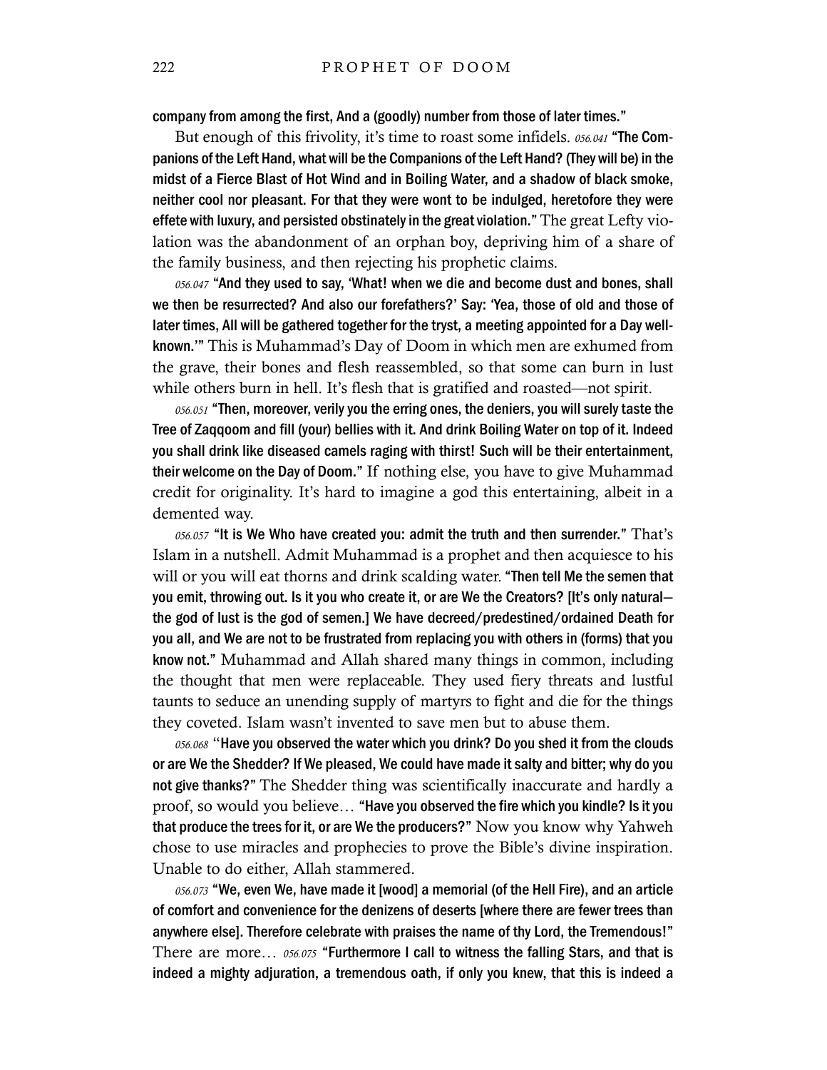**company from among the first, And a (goodly) number from those of later times."**

But enough of this frivolity, it's time to roast some infidels. *056.041* **"The Companions of the Left Hand, what will be the Companions of the Left Hand? (They will be) in the midst of a Fierce Blast of Hot Wind and in Boiling Water, and a shadow of black smoke, neither cool nor pleasant. For that they were wont to be indulged, heretofore they were effete with luxury, and persisted obstinately in the great violation."** The great Lefty violation was the abandonment of an orphan boy, depriving him of a share of the family business, and then rejecting his prophetic claims.

*056.047* **"And they used to say, 'What! when we die and become dust and bones, shall we then be resurrected? And also our forefathers?' Say: 'Yea, those of old and those of later times, All will be gathered together for the tryst, a meeting appointed for a Day well-known.'"** This is Muhammad's Day of Doom in which men are exhumed from the grave, their bones and flesh reassembled, so that some can burn in lust while others burn in hell. It's flesh that is gratified and roasted—not spirit.

*056.051* **"Then, moreover, verily you the erring ones, the deniers, you will surely taste the Tree of Zaqqoom and fill (your) bellies with it. And drink Boiling Water on top of it. Indeed you shall drink like diseased camels raging with thirst! Such will be their entertainment, their welcome on the Day of Doom."** If nothing else, you have to give Muhammad credit for originality. It's hard to imagine a god this entertaining, albeit in a demented way.

*056.057* **"It is We Who have created you: admit the truth and then surrender."** That's Islam in a nutshell. Admit Muhammad is a prophet and then acquiesce to his will or you will eat thorns and drink scalding water. **"Then tell Me the semen that you emit, throwing out. Is it you who create it, or are We the Creators? [It's only natural—the god of lust is the god of semen.] We have decreed/predestined/ordained Death for you all, and We are not to be frustrated from replacing you with others in (forms) that you know not."** Muhammad and Allah shared many things in common, including the thought that men were replaceable. They used fiery threats and lustful taunts to seduce an unending supply of martyrs to fight and die for the things they coveted. Islam wasn't invented to save men but to abuse them.

*056.068* **"Have you observed the water which you drink? Do you shed it from the clouds or are We the Shedder? If We pleased, We could have made it salty and bitter; why do you not give thanks?"** The Shedder thing was scientifically inaccurate and hardly a proof, so would you believe… **"Have you observed the fire which you kindle? Is it you that produce the trees for it, or are We the producers?"** Now you know why Yahweh chose to use miracles and prophecies to prove the Bible's divine inspiration. Unable to do either, Allah stammered.

*056.073* **"We, even We, have made it [wood] a memorial (of the Hell Fire), and an article of comfort and convenience for the denizens of deserts [where there are fewer trees than anywhere else]. Therefore celebrate with praises the name of thy Lord, the Tremendous!"** There are more… *056.075* **"Furthermore I call to witness the falling Stars, and that is indeed a mighty adjuration, a tremendous oath, if only you knew, that this is indeed a**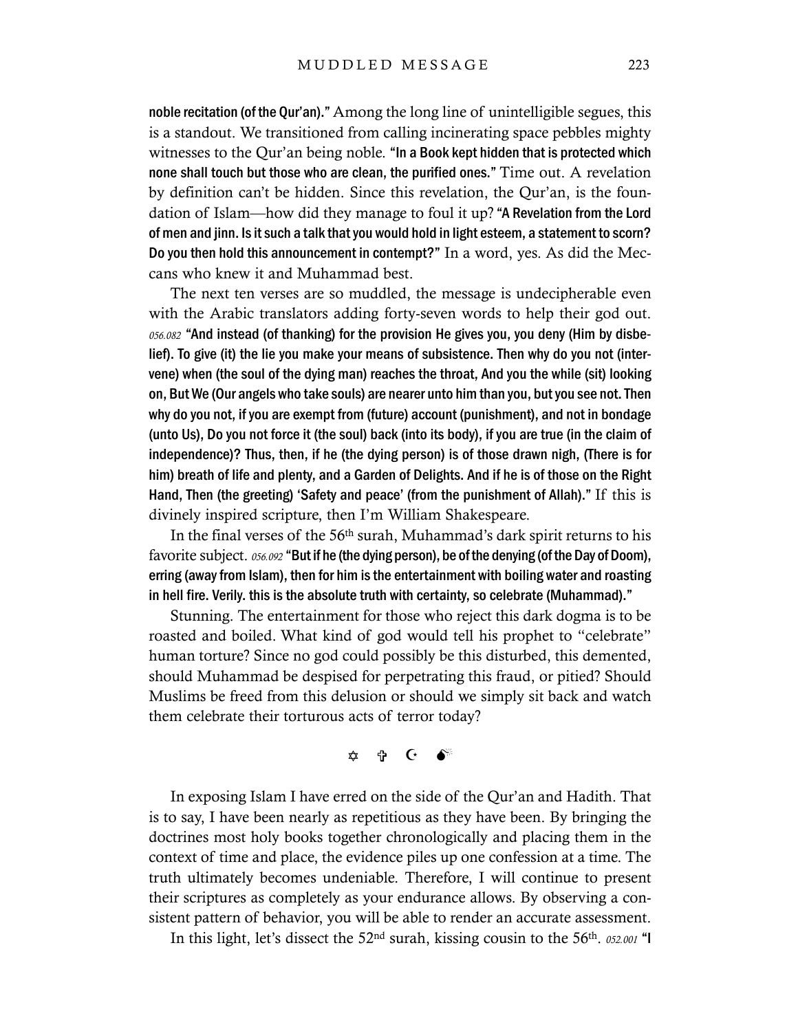**noble recitation (of the Qur'an).**" Among the long line of unintelligible segues, this is a standout. We transitioned from calling incinerating space pebbles mighty witnesses to the Qur'an being noble. "**In a Book kept hidden that is protected which none shall touch but those who are clean, the purified ones.**" Time out. A revelation by definition can't be hidden. Since this revelation, the Qur'an, is the foundation of Islam—how did they manage to foul it up? "**A Revelation from the Lord of men and jinn. Is it such a talk that you would hold in light esteem, a statement to scorn? Do you then hold this announcement in contempt?**" In a word, yes. As did the Meccans who knew it and Muhammad best.

The next ten verses are so muddled, the message is undecipherable even with the Arabic translators adding forty-seven words to help their god out. *056.082* "**And instead (of thanking) for the provision He gives you, you deny (Him by disbelief). To give (it) the lie you make your means of subsistence. Then why do you not (intervene) when (the soul of the dying man) reaches the throat, And you the while (sit) looking on, But We (Our angels who take souls) are nearer unto him than you, but you see not. Then why do you not, if you are exempt from (future) account (punishment), and not in bondage (unto Us), Do you not force it (the soul) back (into its body), if you are true (in the claim of independence)? Thus, then, if he (the dying person) is of those drawn nigh, (There is for him) breath of life and plenty, and a Garden of Delights. And if he is of those on the Right Hand, Then (the greeting) 'Safety and peace' (from the punishment of Allah).**" If this is divinely inspired scripture, then I'm William Shakespeare.

In the final verses of the 56th surah, Muhammad's dark spirit returns to his favorite subject. *056.092* "**But if he (the dying person), be of the denying (of the Day of Doom), erring (away from Islam), then for him is the entertainment with boiling water and roasting in hell fire. Verily. this is the absolute truth with certainty, so celebrate (Muhammad).**"

Stunning. The entertainment for those who reject this dark dogma is to be roasted and boiled. What kind of god would tell his prophet to "celebrate" human torture? Since no god could possibly be this disturbed, this demented, should Muhammad be despised for perpetrating this fraud, or pitied? Should Muslims be freed from this delusion or should we simply sit back and watch them celebrate their torturous acts of terror today?

✡ ✞ ☪ 💣

In exposing Islam I have erred on the side of the Qur'an and Hadith. That is to say, I have been nearly as repetitious as they have been. By bringing the doctrines most holy books together chronologically and placing them in the context of time and place, the evidence piles up one confession at a time. The truth ultimately becomes undeniable. Therefore, I will continue to present their scriptures as completely as your endurance allows. By observing a consistent pattern of behavior, you will be able to render an accurate assessment.

In this light, let's dissect the 52nd surah, kissing cousin to the 56th. *052.001* "**I**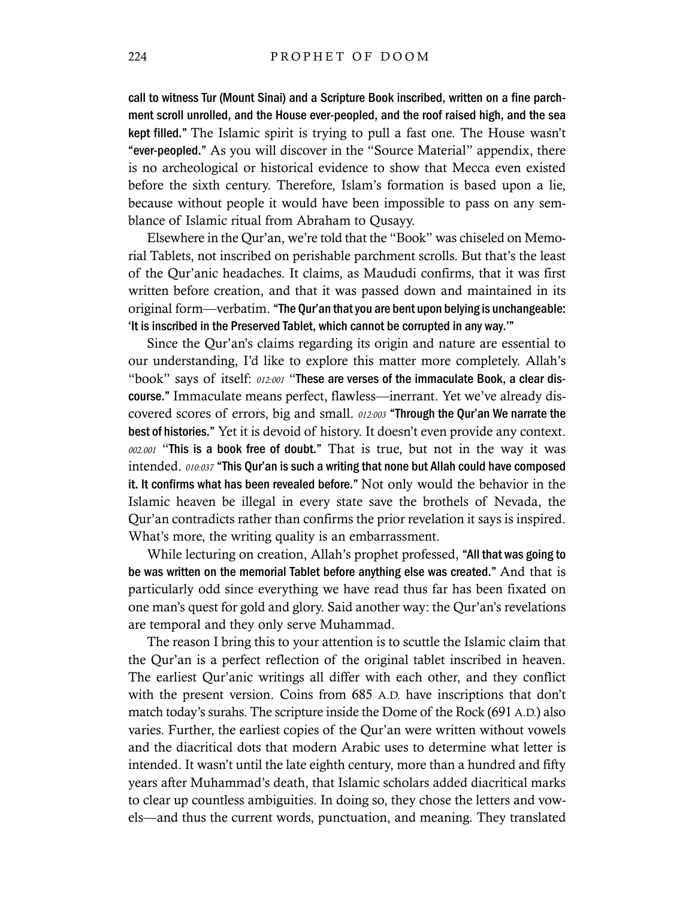**call to witness Tur (Mount Sinai) and a Scripture Book inscribed, written on a fine parchment scroll unrolled, and the House ever-peopled, and the roof raised high, and the sea kept filled."** The Islamic spirit is trying to pull a fast one. The House wasn't **"ever-peopled."** As you will discover in the "Source Material" appendix, there is no archeological or historical evidence to show that Mecca even existed before the sixth century. Therefore, Islam's formation is based upon a lie, because without people it would have been impossible to pass on any semblance of Islamic ritual from Abraham to Qusayy.

Elsewhere in the Qur'an, we're told that the "Book" was chiseled on Memorial Tablets, not inscribed on perishable parchment scrolls. But that's the least of the Qur'anic headaches. It claims, as Maududi confirms, that it was first written before creation, and that it was passed down and maintained in its original form—verbatim. **"The Qur'an that you are bent upon belying is unchangeable: 'It is inscribed in the Preserved Tablet, which cannot be corrupted in any way.'"**

Since the Qur'an's claims regarding its origin and nature are essential to our understanding, I'd like to explore this matter more completely. Allah's "book" says of itself: *012:001* "**These are verses of the immaculate Book, a clear discourse."** Immaculate means perfect, flawless—inerrant. Yet we've already discovered scores of errors, big and small. *012:003* **"Through the Qur'an We narrate the best of histories."** Yet it is devoid of history. It doesn't even provide any context. *002.001* "**This is a book free of doubt."** That is true, but not in the way it was intended. *010:037* **"This Qur'an is such a writing that none but Allah could have composed it. It confirms what has been revealed before."** Not only would the behavior in the Islamic heaven be illegal in every state save the brothels of Nevada, the Qur'an contradicts rather than confirms the prior revelation it says is inspired. What's more, the writing quality is an embarrassment.

While lecturing on creation, Allah's prophet professed, **"All that was going to be was written on the memorial Tablet before anything else was created."** And that is particularly odd since everything we have read thus far has been fixated on one man's quest for gold and glory. Said another way: the Qur'an's revelations are temporal and they only serve Muhammad.

The reason I bring this to your attention is to scuttle the Islamic claim that the Qur'an is a perfect reflection of the original tablet inscribed in heaven. The earliest Qur'anic writings all differ with each other, and they conflict with the present version. Coins from 685 A.D. have inscriptions that don't match today's surahs. The scripture inside the Dome of the Rock (691 A.D.) also varies. Further, the earliest copies of the Qur'an were written without vowels and the diacritical dots that modern Arabic uses to determine what letter is intended. It wasn't until the late eighth century, more than a hundred and fifty years after Muhammad's death, that Islamic scholars added diacritical marks to clear up countless ambiguities. In doing so, they chose the letters and vowels—and thus the current words, punctuation, and meaning. They translated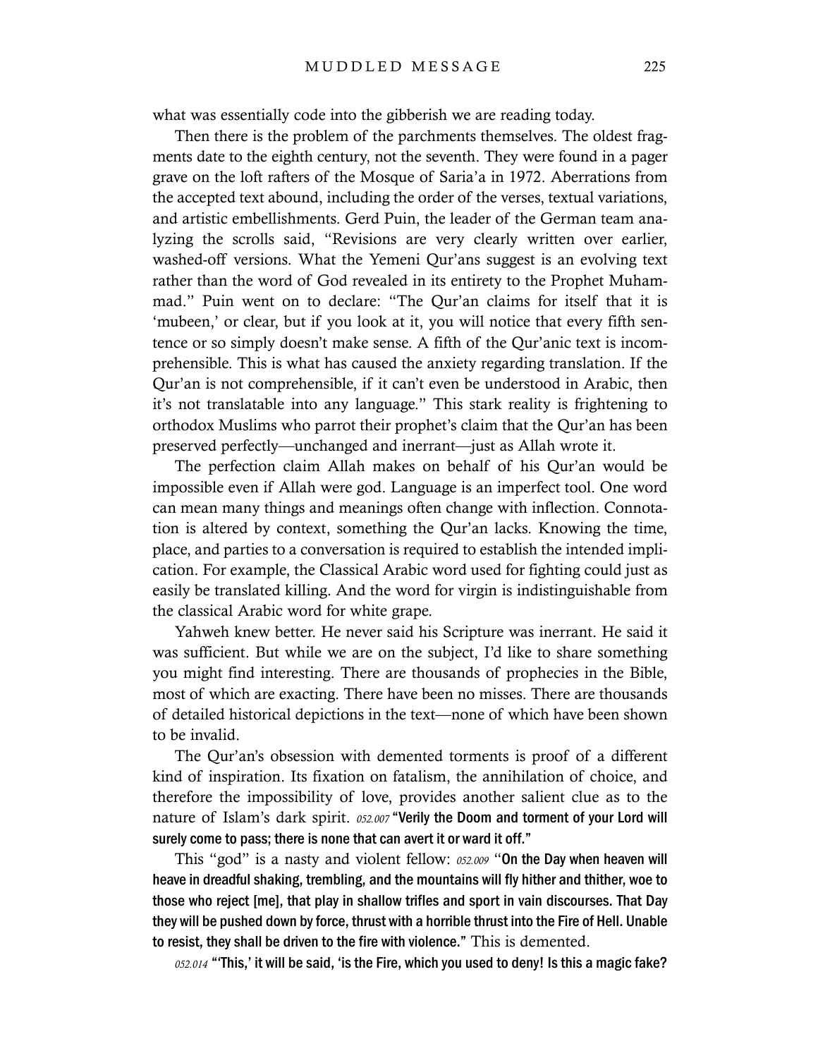what was essentially code into the gibberish we are reading today.

Then there is the problem of the parchments themselves. The oldest fragments date to the eighth century, not the seventh. They were found in a pager grave on the loft rafters of the Mosque of Saria'a in 1972. Aberrations from the accepted text abound, including the order of the verses, textual variations, and artistic embellishments. Gerd Puin, the leader of the German team analyzing the scrolls said, "Revisions are very clearly written over earlier, washed-off versions. What the Yemeni Qur'ans suggest is an evolving text rather than the word of God revealed in its entirety to the Prophet Muhammad." Puin went on to declare: "The Qur'an claims for itself that it is 'mubeen,' or clear, but if you look at it, you will notice that every fifth sentence or so simply doesn't make sense. A fifth of the Qur'anic text is incomprehensible. This is what has caused the anxiety regarding translation. If the Qur'an is not comprehensible, if it can't even be understood in Arabic, then it's not translatable into any language." This stark reality is frightening to orthodox Muslims who parrot their prophet's claim that the Qur'an has been preserved perfectly—unchanged and inerrant—just as Allah wrote it.

The perfection claim Allah makes on behalf of his Qur'an would be impossible even if Allah were god. Language is an imperfect tool. One word can mean many things and meanings often change with inflection. Connotation is altered by context, something the Qur'an lacks. Knowing the time, place, and parties to a conversation is required to establish the intended implication. For example, the Classical Arabic word used for fighting could just as easily be translated killing. And the word for virgin is indistinguishable from the classical Arabic word for white grape.

Yahweh knew better. He never said his Scripture was inerrant. He said it was sufficient. But while we are on the subject, I'd like to share something you might find interesting. There are thousands of prophecies in the Bible, most of which are exacting. There have been no misses. There are thousands of detailed historical depictions in the text—none of which have been shown to be invalid.

The Qur'an's obsession with demented torments is proof of a different kind of inspiration. Its fixation on fatalism, the annihilation of choice, and therefore the impossibility of love, provides another salient clue as to the nature of Islam's dark spirit. *052.007* **"Verily the Doom and torment of your Lord will surely come to pass; there is none that can avert it or ward it off."**

This "god" is a nasty and violent fellow: *052.009* "**On the Day when heaven will heave in dreadful shaking, trembling, and the mountains will fly hither and thither, woe to those who reject [me], that play in shallow trifles and sport in vain discourses. That Day they will be pushed down by force, thrust with a horrible thrust into the Fire of Hell. Unable to resist, they shall be driven to the fire with violence."** This is demented.

*052.014* **"'This,' it will be said, 'is the Fire, which you used to deny! Is this a magic fake?**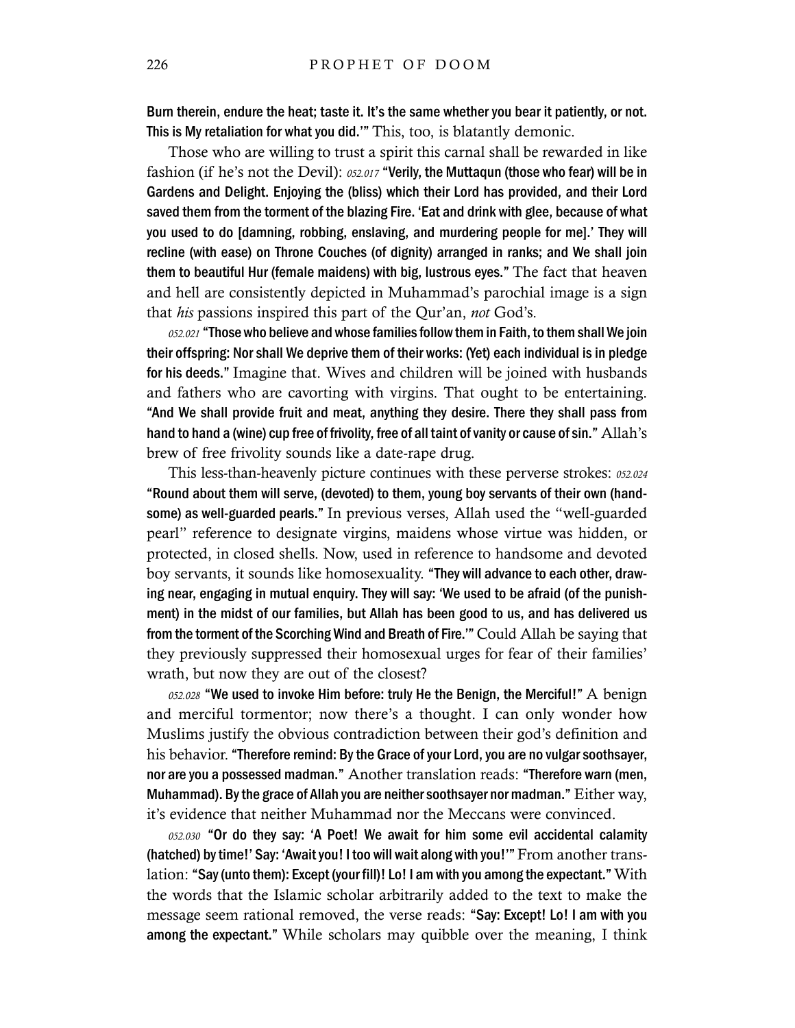**Burn therein, endure the heat; taste it. It's the same whether you bear it patiently, or not. This is My retaliation for what you did.'"** This, too, is blatantly demonic.

Those who are willing to trust a spirit this carnal shall be rewarded in like fashion (if he's not the Devil): *052.017* **"Verily, the Muttaqun (those who fear) will be in Gardens and Delight. Enjoying the (bliss) which their Lord has provided, and their Lord saved them from the torment of the blazing Fire. 'Eat and drink with glee, because of what you used to do [damning, robbing, enslaving, and murdering people for me].' They will recline (with ease) on Throne Couches (of dignity) arranged in ranks; and We shall join them to beautiful Hur (female maidens) with big, lustrous eyes."** The fact that heaven and hell are consistently depicted in Muhammad's parochial image is a sign that *his* passions inspired this part of the Qur'an, *not* God's.

*052.021* **"Those who believe and whose families follow them in Faith, to them shall We join their offspring: Nor shall We deprive them of their works: (Yet) each individual is in pledge for his deeds."** Imagine that. Wives and children will be joined with husbands and fathers who are cavorting with virgins. That ought to be entertaining. **"And We shall provide fruit and meat, anything they desire. There they shall pass from hand to hand a (wine) cup free of frivolity, free of all taint of vanity or cause of sin."** Allah's brew of free frivolity sounds like a date-rape drug.

This less-than-heavenly picture continues with these perverse strokes: *052.024* **"Round about them will serve, (devoted) to them, young boy servants of their own (handsome) as well-guarded pearls."** In previous verses, Allah used the "well-guarded pearl" reference to designate virgins, maidens whose virtue was hidden, or protected, in closed shells. Now, used in reference to handsome and devoted boy servants, it sounds like homosexuality. **"They will advance to each other, drawing near, engaging in mutual enquiry. They will say: 'We used to be afraid (of the punishment) in the midst of our families, but Allah has been good to us, and has delivered us from the torment of the Scorching Wind and Breath of Fire.'"** Could Allah be saying that they previously suppressed their homosexual urges for fear of their families' wrath, but now they are out of the closest?

*052.028* **"We used to invoke Him before: truly He the Benign, the Merciful!"** A benign and merciful tormentor; now there's a thought. I can only wonder how Muslims justify the obvious contradiction between their god's definition and his behavior. **"Therefore remind: By the Grace of your Lord, you are no vulgar soothsayer, nor are you a possessed madman."** Another translation reads: **"Therefore warn (men, Muhammad). By the grace of Allah you are neither soothsayer nor madman."** Either way, it's evidence that neither Muhammad nor the Meccans were convinced.

*052.030* **"Or do they say: 'A Poet! We await for him some evil accidental calamity (hatched) by time!' Say: 'Await you! I too will wait along with you!'"** From another translation: **"Say (unto them): Except (your fill)! Lo! I am with you among the expectant."** With the words that the Islamic scholar arbitrarily added to the text to make the message seem rational removed, the verse reads: **"Say: Except! Lo! I am with you among the expectant."** While scholars may quibble over the meaning, I think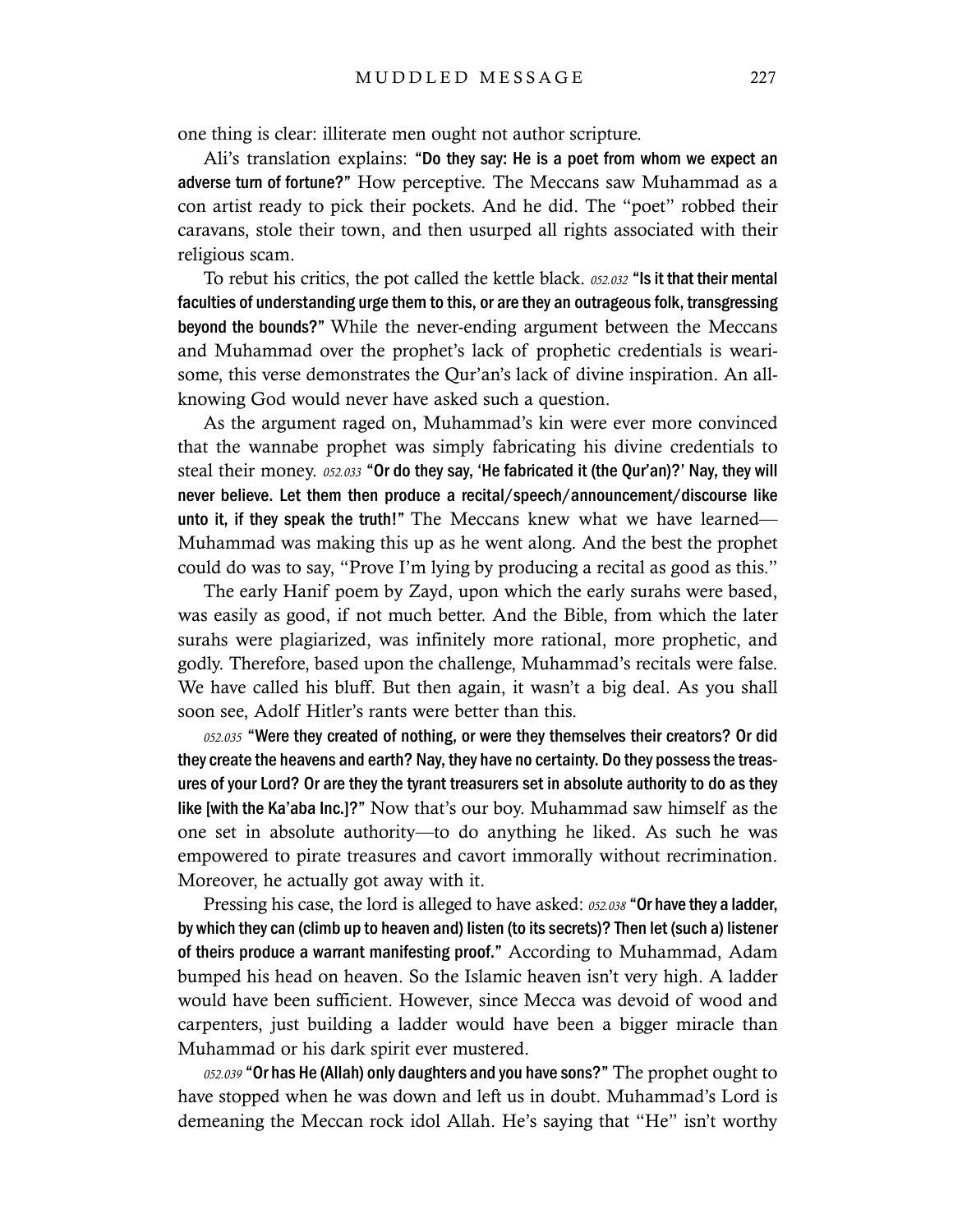one thing is clear: illiterate men ought not author scripture.

Ali's translation explains: **"Do they say: He is a poet from whom we expect an adverse turn of fortune?"** How perceptive. The Meccans saw Muhammad as a con artist ready to pick their pockets. And he did. The "poet" robbed their caravans, stole their town, and then usurped all rights associated with their religious scam.

To rebut his critics, the pot called the kettle black. *052.032* **"Is it that their mental faculties of understanding urge them to this, or are they an outrageous folk, transgressing beyond the bounds?"** While the never-ending argument between the Meccans and Muhammad over the prophet's lack of prophetic credentials is wearisome, this verse demonstrates the Qur'an's lack of divine inspiration. An all-knowing God would never have asked such a question.

As the argument raged on, Muhammad's kin were ever more convinced that the wannabe prophet was simply fabricating his divine credentials to steal their money. *052.033* **"Or do they say, 'He fabricated it (the Qur'an)?' Nay, they will never believe. Let them then produce a recital/speech/announcement/discourse like unto it, if they speak the truth!"** The Meccans knew what we have learned—Muhammad was making this up as he went along. And the best the prophet could do was to say, "Prove I'm lying by producing a recital as good as this."

The early Hanif poem by Zayd, upon which the early surahs were based, was easily as good, if not much better. And the Bible, from which the later surahs were plagiarized, was infinitely more rational, more prophetic, and godly. Therefore, based upon the challenge, Muhammad's recitals were false. We have called his bluff. But then again, it wasn't a big deal. As you shall soon see, Adolf Hitler's rants were better than this.

*052.035* **"Were they created of nothing, or were they themselves their creators? Or did they create the heavens and earth? Nay, they have no certainty. Do they possess the treasures of your Lord? Or are they the tyrant treasurers set in absolute authority to do as they like [with the Ka'aba Inc.]?"** Now that's our boy. Muhammad saw himself as the one set in absolute authority—to do anything he liked. As such he was empowered to pirate treasures and cavort immorally without recrimination. Moreover, he actually got away with it.

Pressing his case, the lord is alleged to have asked: *052.038* **"Or have they a ladder, by which they can (climb up to heaven and) listen (to its secrets)? Then let (such a) listener of theirs produce a warrant manifesting proof."** According to Muhammad, Adam bumped his head on heaven. So the Islamic heaven isn't very high. A ladder would have been sufficient. However, since Mecca was devoid of wood and carpenters, just building a ladder would have been a bigger miracle than Muhammad or his dark spirit ever mustered.

*052.039* **"Or has He (Allah) only daughters and you have sons?"** The prophet ought to have stopped when he was down and left us in doubt. Muhammad's Lord is demeaning the Meccan rock idol Allah. He's saying that "He" isn't worthy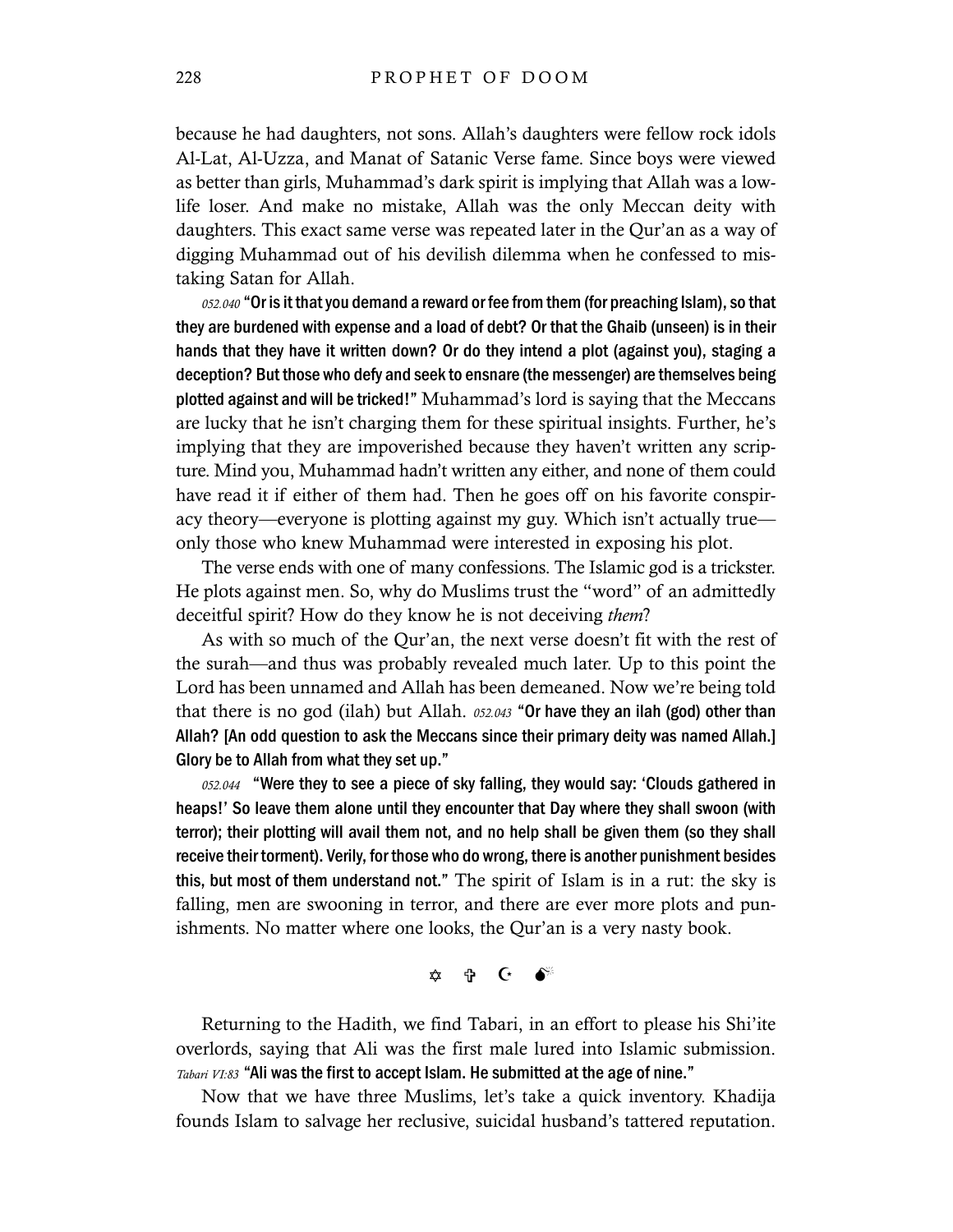because he had daughters, not sons. Allah's daughters were fellow rock idols Al-Lat, Al-Uzza, and Manat of Satanic Verse fame. Since boys were viewed as better than girls, Muhammad's dark spirit is implying that Allah was a low-life loser. And make no mistake, Allah was the only Meccan deity with daughters. This exact same verse was repeated later in the Qur'an as a way of digging Muhammad out of his devilish dilemma when he confessed to mistaking Satan for Allah.

*052.040* **"Or is it that you demand a reward or fee from them (for preaching Islam), so that they are burdened with expense and a load of debt? Or that the Ghaib (unseen) is in their hands that they have it written down? Or do they intend a plot (against you), staging a deception? But those who defy and seek to ensnare (the messenger) are themselves being plotted against and will be tricked!"** Muhammad's lord is saying that the Meccans are lucky that he isn't charging them for these spiritual insights. Further, he's implying that they are impoverished because they haven't written any scripture. Mind you, Muhammad hadn't written any either, and none of them could have read it if either of them had. Then he goes off on his favorite conspiracy theory—everyone is plotting against my guy. Which isn't actually true—only those who knew Muhammad were interested in exposing his plot.

The verse ends with one of many confessions. The Islamic god is a trickster. He plots against men. So, why do Muslims trust the "word" of an admittedly deceitful spirit? How do they know he is not deceiving *them*?

As with so much of the Qur'an, the next verse doesn't fit with the rest of the surah—and thus was probably revealed much later. Up to this point the Lord has been unnamed and Allah has been demeaned. Now we're being told that there is no god (ilah) but Allah. *052.043* **"Or have they an ilah (god) other than Allah? [An odd question to ask the Meccans since their primary deity was named Allah.] Glory be to Allah from what they set up."**

*052.044* **"Were they to see a piece of sky falling, they would say: 'Clouds gathered in heaps!' So leave them alone until they encounter that Day where they shall swoon (with terror); their plotting will avail them not, and no help shall be given them (so they shall receive their torment). Verily, for those who do wrong, there is another punishment besides this, but most of them understand not."** The spirit of Islam is in a rut: the sky is falling, men are swooning in terror, and there are ever more plots and punishments. No matter where one looks, the Qur'an is a very nasty book.

✡ ✞ ☪ 💣

Returning to the Hadith, we find Tabari, in an effort to please his Shi'ite overlords, saying that Ali was the first male lured into Islamic submission. *Tabari VI:83* **"Ali was the first to accept Islam. He submitted at the age of nine."**

Now that we have three Muslims, let's take a quick inventory. Khadija founds Islam to salvage her reclusive, suicidal husband's tattered reputation.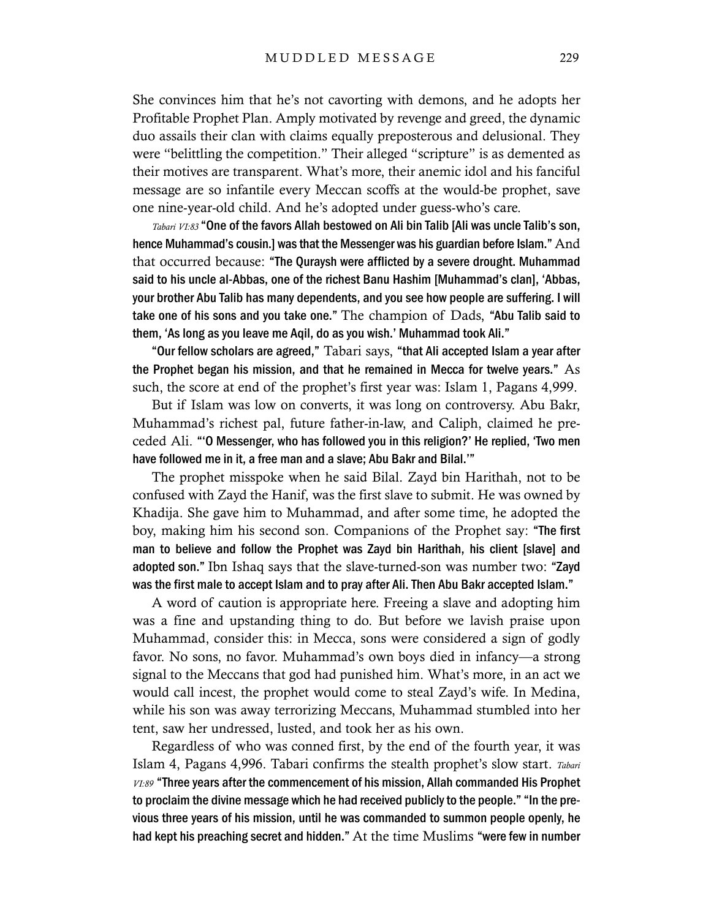She convinces him that he's not cavorting with demons, and he adopts her Profitable Prophet Plan. Amply motivated by revenge and greed, the dynamic duo assails their clan with claims equally preposterous and delusional. They were "belittling the competition." Their alleged "scripture" is as demented as their motives are transparent. What's more, their anemic idol and his fanciful message are so infantile every Meccan scoffs at the would-be prophet, save one nine-year-old child. And he's adopted under guess-who's care.

*Tabari VI:83* **"One of the favors Allah bestowed on Ali bin Talib [Ali was uncle Talib's son, hence Muhammad's cousin.] was that the Messenger was his guardian before Islam."** And that occurred because: **"The Quraysh were afflicted by a severe drought. Muhammad said to his uncle al-Abbas, one of the richest Banu Hashim [Muhammad's clan], 'Abbas, your brother Abu Talib has many dependents, and you see how people are suffering. I will take one of his sons and you take one."** The champion of Dads, **"Abu Talib said to them, 'As long as you leave me Aqil, do as you wish.' Muhammad took Ali."**

**"Our fellow scholars are agreed,"** Tabari says, **"that Ali accepted Islam a year after the Prophet began his mission, and that he remained in Mecca for twelve years."** As such, the score at end of the prophet's first year was: Islam 1, Pagans 4,999.

But if Islam was low on converts, it was long on controversy. Abu Bakr, Muhammad's richest pal, future father-in-law, and Caliph, claimed he preceded Ali. **"'O Messenger, who has followed you in this religion?' He replied, 'Two men have followed me in it, a free man and a slave; Abu Bakr and Bilal.'"**

The prophet misspoke when he said Bilal. Zayd bin Harithah, not to be confused with Zayd the Hanif, was the first slave to submit. He was owned by Khadija. She gave him to Muhammad, and after some time, he adopted the boy, making him his second son. Companions of the Prophet say: **"The first man to believe and follow the Prophet was Zayd bin Harithah, his client [slave] and adopted son."** Ibn Ishaq says that the slave-turned-son was number two: **"Zayd was the first male to accept Islam and to pray after Ali. Then Abu Bakr accepted Islam."**

A word of caution is appropriate here. Freeing a slave and adopting him was a fine and upstanding thing to do. But before we lavish praise upon Muhammad, consider this: in Mecca, sons were considered a sign of godly favor. No sons, no favor. Muhammad's own boys died in infancy—a strong signal to the Meccans that god had punished him. What's more, in an act we would call incest, the prophet would come to steal Zayd's wife. In Medina, while his son was away terrorizing Meccans, Muhammad stumbled into her tent, saw her undressed, lusted, and took her as his own.

Regardless of who was conned first, by the end of the fourth year, it was Islam 4, Pagans 4,996. Tabari confirms the stealth prophet's slow start. *Tabari VI:89* **"Three years after the commencement of his mission, Allah commanded His Prophet to proclaim the divine message which he had received publicly to the people." "In the previous three years of his mission, until he was commanded to summon people openly, he had kept his preaching secret and hidden."** At the time Muslims **"were few in number**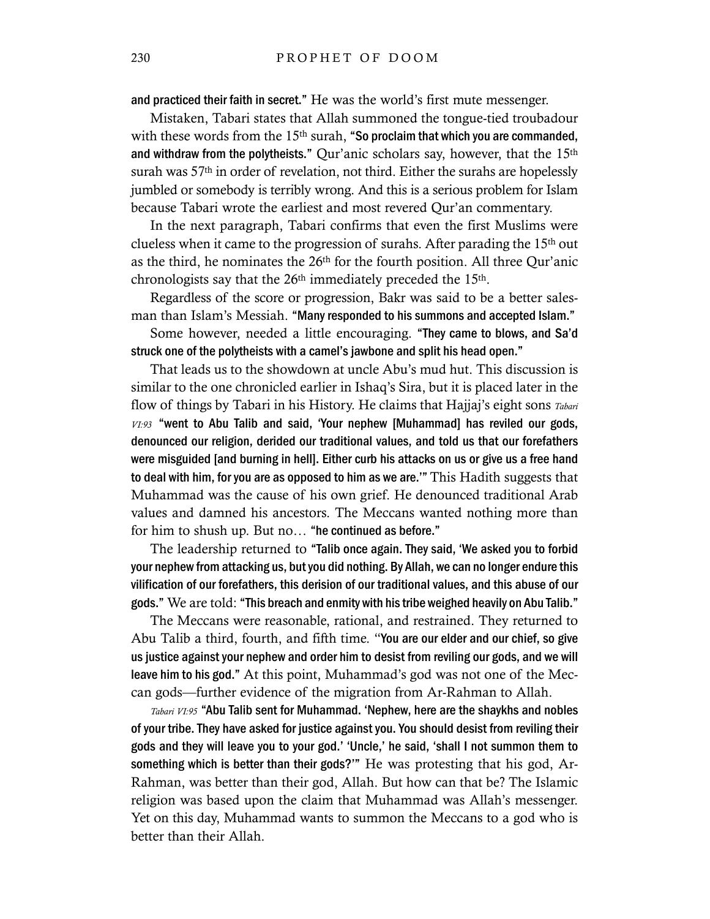and practiced their faith in secret." He was the world's first mute messenger.

Mistaken, Tabari states that Allah summoned the tongue-tied troubadour with these words from the 15th surah, "So proclaim that which you are commanded, and withdraw from the polytheists." Qur'anic scholars say, however, that the 15th surah was 57th in order of revelation, not third. Either the surahs are hopelessly jumbled or somebody is terribly wrong. And this is a serious problem for Islam because Tabari wrote the earliest and most revered Qur'an commentary.

In the next paragraph, Tabari confirms that even the first Muslims were clueless when it came to the progression of surahs. After parading the 15th out as the third, he nominates the 26th for the fourth position. All three Qur'anic chronologists say that the 26th immediately preceded the 15th.

Regardless of the score or progression, Bakr was said to be a better salesman than Islam's Messiah. "Many responded to his summons and accepted Islam."

Some however, needed a little encouraging. "They came to blows, and Sa'd struck one of the polytheists with a camel's jawbone and split his head open."

That leads us to the showdown at uncle Abu's mud hut. This discussion is similar to the one chronicled earlier in Ishaq's Sira, but it is placed later in the flow of things by Tabari in his History. He claims that Hajjaj's eight sons *Tabari VI:93* "went to Abu Talib and said, 'Your nephew [Muhammad] has reviled our gods, denounced our religion, derided our traditional values, and told us that our forefathers were misguided [and burning in hell]. Either curb his attacks on us or give us a free hand to deal with him, for you are as opposed to him as we are.'" This Hadith suggests that Muhammad was the cause of his own grief. He denounced traditional Arab values and damned his ancestors. The Meccans wanted nothing more than for him to shush up. But no… "he continued as before."

The leadership returned to "Talib once again. They said, 'We asked you to forbid your nephew from attacking us, but you did nothing. By Allah, we can no longer endure this vilification of our forefathers, this derision of our traditional values, and this abuse of our gods." We are told: "This breach and enmity with his tribe weighed heavily on Abu Talib."

The Meccans were reasonable, rational, and restrained. They returned to Abu Talib a third, fourth, and fifth time. "You are our elder and our chief, so give us justice against your nephew and order him to desist from reviling our gods, and we will leave him to his god." At this point, Muhammad's god was not one of the Meccan gods—further evidence of the migration from Ar-Rahman to Allah.

*Tabari VI:95* "Abu Talib sent for Muhammad. 'Nephew, here are the shaykhs and nobles of your tribe. They have asked for justice against you. You should desist from reviling their gods and they will leave you to your god.' 'Uncle,' he said, 'shall I not summon them to something which is better than their gods?'" He was protesting that his god, Ar-Rahman, was better than their god, Allah. But how can that be? The Islamic religion was based upon the claim that Muhammad was Allah's messenger. Yet on this day, Muhammad wants to summon the Meccans to a god who is better than their Allah.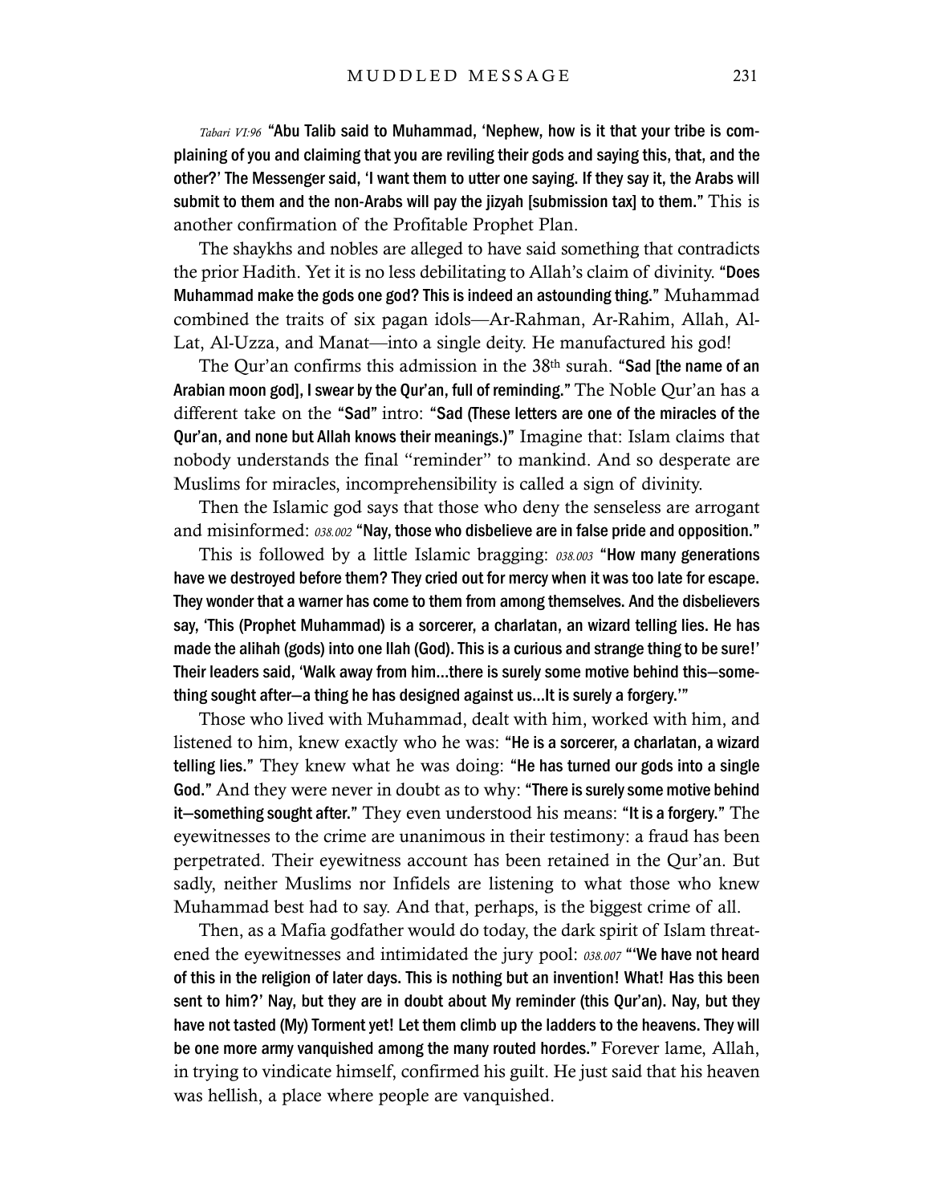*Tabari VI:96* **"Abu Talib said to Muhammad, 'Nephew, how is it that your tribe is complaining of you and claiming that you are reviling their gods and saying this, that, and the other?' The Messenger said, 'I want them to utter one saying. If they say it, the Arabs will submit to them and the non-Arabs will pay the jizyah [submission tax] to them."** This is another confirmation of the Profitable Prophet Plan.

The shaykhs and nobles are alleged to have said something that contradicts the prior Hadith. Yet it is no less debilitating to Allah's claim of divinity. **"Does Muhammad make the gods one god? This is indeed an astounding thing."** Muhammad combined the traits of six pagan idols—Ar-Rahman, Ar-Rahim, Allah, Al-Lat, Al-Uzza, and Manat—into a single deity. He manufactured his god!

The Qur'an confirms this admission in the 38th surah. **"Sad [the name of an Arabian moon god], I swear by the Qur'an, full of reminding."** The Noble Qur'an has a different take on the **"Sad"** intro: **"Sad (These letters are one of the miracles of the Qur'an, and none but Allah knows their meanings.)"** Imagine that: Islam claims that nobody understands the final "reminder" to mankind. And so desperate are Muslims for miracles, incomprehensibility is called a sign of divinity.

Then the Islamic god says that those who deny the senseless are arrogant and misinformed: *038.002* **"Nay, those who disbelieve are in false pride and opposition."**

This is followed by a little Islamic bragging: *038.003* **"How many generations have we destroyed before them? They cried out for mercy when it was too late for escape. They wonder that a warner has come to them from among themselves. And the disbelievers say, 'This (Prophet Muhammad) is a sorcerer, a charlatan, an wizard telling lies. He has made the alihah (gods) into one Ilah (God). This is a curious and strange thing to be sure!' Their leaders said, 'Walk away from him…there is surely some motive behind this—something sought after—a thing he has designed against us…It is surely a forgery.'"**

Those who lived with Muhammad, dealt with him, worked with him, and listened to him, knew exactly who he was: **"He is a sorcerer, a charlatan, a wizard telling lies."** They knew what he was doing: **"He has turned our gods into a single God."** And they were never in doubt as to why: **"There is surely some motive behind it—something sought after."** They even understood his means: **"It is a forgery."** The eyewitnesses to the crime are unanimous in their testimony: a fraud has been perpetrated. Their eyewitness account has been retained in the Qur'an. But sadly, neither Muslims nor Infidels are listening to what those who knew Muhammad best had to say. And that, perhaps, is the biggest crime of all.

Then, as a Mafia godfather would do today, the dark spirit of Islam threatened the eyewitnesses and intimidated the jury pool: *038.007* **"'We have not heard of this in the religion of later days. This is nothing but an invention! What! Has this been sent to him?' Nay, but they are in doubt about My reminder (this Qur'an). Nay, but they have not tasted (My) Torment yet! Let them climb up the ladders to the heavens. They will be one more army vanquished among the many routed hordes."** Forever lame, Allah, in trying to vindicate himself, confirmed his guilt. He just said that his heaven was hellish, a place where people are vanquished.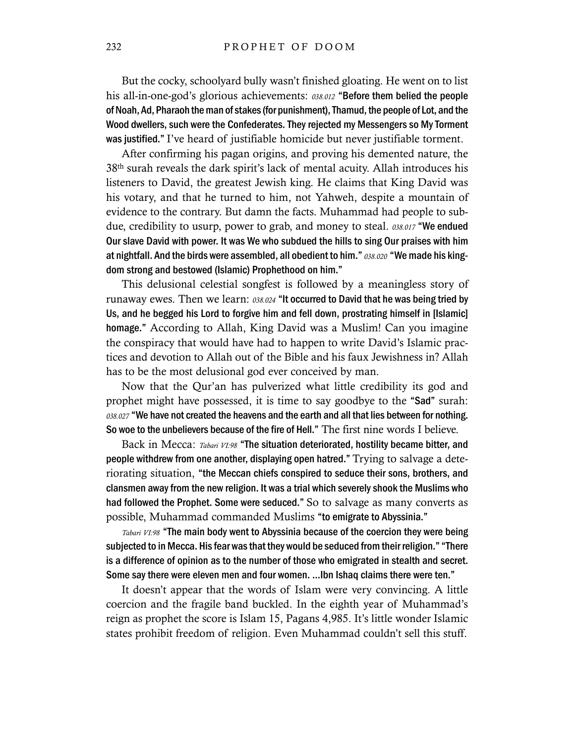But the cocky, schoolyard bully wasn't finished gloating. He went on to list his all-in-one-god's glorious achievements: *038.012* **"Before them belied the people of Noah, Ad, Pharaoh the man of stakes (for punishment), Thamud, the people of Lot, and the Wood dwellers, such were the Confederates. They rejected my Messengers so My Torment was justified."** I've heard of justifiable homicide but never justifiable torment.

After confirming his pagan origins, and proving his demented nature, the 38th surah reveals the dark spirit's lack of mental acuity. Allah introduces his listeners to David, the greatest Jewish king. He claims that King David was his votary, and that he turned to him, not Yahweh, despite a mountain of evidence to the contrary. But damn the facts. Muhammad had people to subdue, credibility to usurp, power to grab, and money to steal. *038.017* **"We endued Our slave David with power. It was We who subdued the hills to sing Our praises with him at nightfall. And the birds were assembled, all obedient to him."** *038.020* **"We made his kingdom strong and bestowed (Islamic) Prophethood on him."**

This delusional celestial songfest is followed by a meaningless story of runaway ewes. Then we learn: *038.024* **"It occurred to David that he was being tried by Us, and he begged his Lord to forgive him and fell down, prostrating himself in [Islamic] homage."** According to Allah, King David was a Muslim! Can you imagine the conspiracy that would have had to happen to write David's Islamic practices and devotion to Allah out of the Bible and his faux Jewishness in? Allah has to be the most delusional god ever conceived by man.

Now that the Qur'an has pulverized what little credibility its god and prophet might have possessed, it is time to say goodbye to the **"Sad"** surah: *038.027* **"We have not created the heavens and the earth and all that lies between for nothing. So woe to the unbelievers because of the fire of Hell."** The first nine words I believe.

Back in Mecca: *Tabari VI:98* **"The situation deteriorated, hostility became bitter, and people withdrew from one another, displaying open hatred."** Trying to salvage a deteriorating situation, **"the Meccan chiefs conspired to seduce their sons, brothers, and clansmen away from the new religion. It was a trial which severely shook the Muslims who had followed the Prophet. Some were seduced."** So to salvage as many converts as possible, Muhammad commanded Muslims **"to emigrate to Abyssinia."**

*Tabari VI:98* **"The main body went to Abyssinia because of the coercion they were being subjected to in Mecca. His fear was that they would be seduced from their religion." "There is a difference of opinion as to the number of those who emigrated in stealth and secret. Some say there were eleven men and four women. ...Ibn Ishaq claims there were ten."**

It doesn't appear that the words of Islam were very convincing. A little coercion and the fragile band buckled. In the eighth year of Muhammad's reign as prophet the score is Islam 15, Pagans 4,985. It's little wonder Islamic states prohibit freedom of religion. Even Muhammad couldn't sell this stuff.